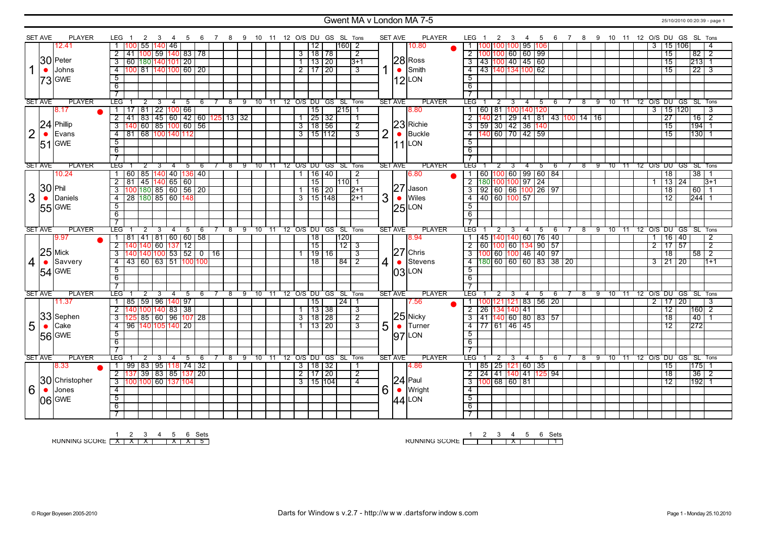# Gwent MA v London MA 7-5

## Set 1

**Peter Johns (GWE)** — Set ave 12.41 (30 / 73)

| LEG | 1 | 2 | 3 | 4 | 5 | 6 | 7 | 8 | 9 | 10 | 11 | 12 | O/S | DU | GS | SL | Tons |
|---|---|---|---|---|---|---|---|---|---|---|---|---|---|---|---|---|---|
| 1 | 100 | 55 | 140 | 46 | | | | | | | | | | 12 | | 160 | 2 |
| 2 | 41 | 100 | 59 | 140 | 83 | 78 | | | | | | | 3 | 18 | 78 | | 2 |
| 3 | 60 | 180 | 140 | 101 | 20 | | | | | | | | 1 | 13 | 20 | | 3+1 |
| 4 | 100 | 81 | 140 | 100 | 60 | 20 | | | | | | | 2 | 17 | 20 | | 3 |

**Ross Smith (LON)** — Set ave 10.80 (28 / 12)

| LEG | 1 | 2 | 3 | 4 | 5 | 6 | 7 | 8 | 9 | 10 | 11 | 12 | O/S | DU | GS | SL | Tons |
|---|---|---|---|---|---|---|---|---|---|---|---|---|---|---|---|---|---|
| 1 | 100 | 100 | 100 | 95 | 106 | | | | | | | | 3 | 15 | 106 | | 4 |
| 2 | 100 | 100 | 60 | 60 | 99 | | | | | | | | | 15 | | 82 | 2 |
| 3 | 43 | 100 | 40 | 45 | 60 | | | | | | | | | 15 | | 213 | 1 |
| 4 | 43 | 140 | 134 | 100 | 62 | | | | | | | | | 15 | | 22 | 3 |

## Set 2

**Phillip Evans (GWE)** — Set ave 8.17 (24 / 51)

| LEG | 1 | 2 | 3 | 4 | 5 | 6 | 7 | 8 | 9 | 10 | 11 | 12 | O/S | DU | GS | SL | Tons |
|---|---|---|---|---|---|---|---|---|---|---|---|---|---|---|---|---|---|
| 1 | 17 | 81 | 22 | 100 | 66 | | | | | | | | | 15 | | 215 | 1 |
| 2 | 41 | 83 | 45 | 60 | 42 | 60 | 125 | 13 | 32 | | | | 1 | 25 | 32 | | 1 |
| 3 | 140 | 60 | 85 | 100 | 60 | 56 | | | | | | | 3 | 18 | 56 | | 2 |
| 4 | 81 | 68 | 100 | 140 | 112 | | | | | | | | 3 | 15 | 112 | | 3 |

**Richie Buckle (LON)** — Set ave 8.80 (23 / 11)

| LEG | 1 | 2 | 3 | 4 | 5 | 6 | 7 | 8 | 9 | 10 | 11 | 12 | O/S | DU | GS | SL | Tons |
|---|---|---|---|---|---|---|---|---|---|---|---|---|---|---|---|---|---|
| 1 | 60 | 81 | 100 | 140 | 120 | | | | | | | | 3 | 15 | 120 | | 3 |
| 2 | 140 | 21 | 29 | 41 | 81 | 43 | 100 | 14 | 16 | | | | | 27 | | 16 | 2 |
| 3 | 59 | 30 | 42 | 36 | 140 | | | | | | | | | 15 | | 194 | 1 |
| 4 | 140 | 60 | 70 | 42 | 59 | | | | | | | | | 15 | | 130 | 1 |

## Set 3

**Phil Daniels (GWE)** — Set ave 10.24 (30 / 55)

| LEG | 1 | 2 | 3 | 4 | 5 | 6 | 7 | 8 | 9 | 10 | 11 | 12 | O/S | DU | GS | SL | Tons |
|---|---|---|---|---|---|---|---|---|---|---|---|---|---|---|---|---|---|
| 1 | 60 | 85 | 140 | 40 | 136 | 40 | | | | | | | 1 | 16 | 40 | | 2 |
| 2 | 81 | 45 | 140 | 65 | 60 | | | | | | | | | 15 | | 110 | 1 |
| 3 | 100 | 180 | 85 | 60 | 56 | 20 | | | | | | | 1 | 16 | 20 | | 2+1 |
| 4 | 28 | 180 | 85 | 60 | 148 | | | | | | | | 3 | 15 | 148 | | 2+1 |

**Jason Wiles (LON)** — Set ave 6.80 (27 / 25)

| LEG | 1 | 2 | 3 | 4 | 5 | 6 | 7 | 8 | 9 | 10 | 11 | 12 | O/S | DU | GS | SL | Tons |
|---|---|---|---|---|---|---|---|---|---|---|---|---|---|---|---|---|---|
| 1 | 60 | 100 | 60 | 99 | 60 | 84 | | | | | | | | 18 | | 38 | 1 |
| 2 | 180 | 100 | 100 | 97 | 24 | | | | | | | | 1 | 13 | 24 | | 3+1 |
| 3 | 92 | 60 | 66 | 100 | 26 | 97 | | | | | | | | 18 | | 60 | 1 |
| 4 | 40 | 60 | 100 | 57 | | | | | | | | | | 12 | | 244 | 1 |

## Set 4

**Mick Savvery (GWE)** — Set ave 9.97 (25 / 54)

| LEG | 1 | 2 | 3 | 4 | 5 | 6 | 7 | 8 | 9 | 10 | 11 | 12 | O/S | DU | GS | SL | Tons |
|---|---|---|---|---|---|---|---|---|---|---|---|---|---|---|---|---|---|
| 1 | 81 | 41 | 81 | 60 | 60 | 58 | | | | | | | | 18 | | 120 | |
| 2 | 140 | 140 | 60 | 137 | 12 | | | | | | | | | 15 | | 12 | 3 |
| 3 | 140 | 140 | 100 | 53 | 52 | 0 | 16 | | | | | | 1 | 19 | 16 | | 3 |
| 4 | 43 | 60 | 63 | 51 | 100 | 100 | | | | | | | | 18 | | 84 | 2 |

**Chris Stevens (LON)** — Set ave 8.94 (27 / 03)

| LEG | 1 | 2 | 3 | 4 | 5 | 6 | 7 | 8 | 9 | 10 | 11 | 12 | O/S | DU | GS | SL | Tons |
|---|---|---|---|---|---|---|---|---|---|---|---|---|---|---|---|---|---|
| 1 | 45 | 140 | 140 | 60 | 76 | 40 | | | | | | | 1 | 16 | 40 | | 2 |
| 2 | 60 | 100 | 60 | 134 | 90 | 57 | | | | | | | 2 | 17 | 57 | | 2 |
| 3 | 100 | 60 | 100 | 46 | 40 | 97 | | | | | | | | 18 | | 58 | 2 |
| 4 | 180 | 60 | 60 | 60 | 83 | 38 | 20 | | | | | | 3 | 21 | 20 | | 1+1 |

## Set 5

**Sephen Cake (GWE)** — Set ave 11.37 (33 / 56)

| LEG | 1 | 2 | 3 | 4 | 5 | 6 | 7 | 8 | 9 | 10 | 11 | 12 | O/S | DU | GS | SL | Tons |
|---|---|---|---|---|---|---|---|---|---|---|---|---|---|---|---|---|---|
| 1 | 100 | 85 | 140 | 97 | | | | | | | | | | 15 | | 24 | 1 |
| 2 | 140 | 100 | 140 | 83 | 38 | | | | | | | | 1 | 13 | 38 | | 3 |
| 3 | 125 | 85 | 60 | 96 | 107 | 28 | | | | | | | 3 | 18 | 28 | | 2 |
| 4 | 96 | 140 | 105 | 140 | 20 | | | | | | | | 1 | 13 | 20 | | 3 |

**Nicky Turner (LON)** — Set ave 7.56 (25 / 97)

| LEG | 1 | 2 | 3 | 4 | 5 | 6 | 7 | 8 | 9 | 10 | 11 | 12 | O/S | DU | GS | SL | Tons |
|---|---|---|---|---|---|---|---|---|---|---|---|---|---|---|---|---|---|
| 1 | 100 | 121 | 121 | 83 | 56 | 20 | | | | | | | 2 | 17 | 20 | | 3 |
| 2 | 26 | 134 | 140 | 41 | | | | | | | | | | 12 | | 160 | 2 |
| 3 | 41 | 140 | 60 | 80 | 83 | 57 | | | | | | | | 18 | | 40 | 1 |
| 4 | 77 | 61 | 46 | 45 | | | | | | | | | | 12 | | 272 | |

## Set 6

**Christopher Jones (GWE)** — Set ave 8.33 (30 / 06)

| LEG | 1 | 2 | 3 | 4 | 5 | 6 | 7 | 8 | 9 | 10 | 11 | 12 | O/S | DU | GS | SL | Tons |
|---|---|---|---|---|---|---|---|---|---|---|---|---|---|---|---|---|---|
| 1 | 99 | 83 | 95 | 118 | 74 | 32 | | | | | | | 3 | 18 | 32 | | 1 |
| 2 | 137 | 39 | 83 | 85 | 137 | 20 | | | | | | | 2 | 17 | 20 | | 2 |
| 3 | 100 | 100 | 60 | 137 | 104 | | | | | | | | 3 | 15 | 104 | | 4 |

**Paul Wright (LON)** — Set ave 4.86 (24 / 44)

| LEG | 1 | 2 | 3 | 4 | 5 | 6 | 7 | 8 | 9 | 10 | 11 | 12 | O/S | DU | GS | SL | Tons |
|---|---|---|---|---|---|---|---|---|---|---|---|---|---|---|---|---|---|
| 1 | 85 | 25 | 121 | 60 | 35 | | | | | | | | | 15 | | 175 | 1 |
| 2 | 24 | 41 | 140 | 41 | 125 | 94 | | | | | | | | 18 | | 36 | 2 |
| 3 | 100 | 68 | 60 | 81 | | | | | | | | | | 12 | | 192 | 1 |

## Running Score

| | 1 | 2 | 3 | 4 | 5 | 6 | Sets |
|---|---|---|---|---|---|---|---|
| GWE | X | X | X | | X | X | 5 |
| LON | | | | X | | | 1 |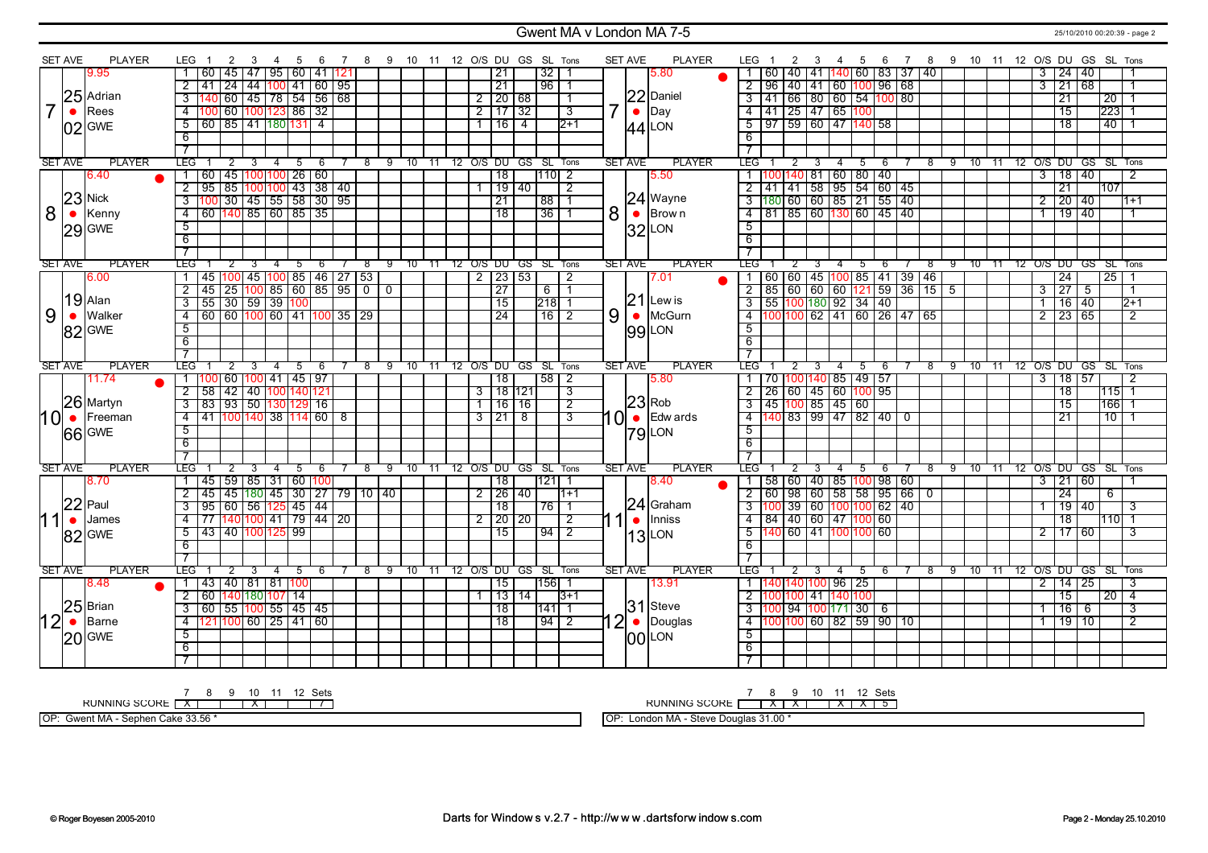# Gwent MA v London MA 7-5

25/10/2010 00:20:39 - page 2

## Set 7

**Adrian Rees (GWE)** — Set Ave 25.02, Player 9.95 ●

| LEG | 1 | 2 | 3 | 4 | 5 | 6 | 7 | 8 | 9 | 10 | 11 | 12 | O/S | DU | GS | SL | Tons |
|---|---|---|---|---|---|---|---|---|---|---|---|---|---|---|---|---|---|
| 1 | 60 | 45 | 47 | 95 | 60 | 41 | 121 | | | | | | | 21 | | 32 | 1 |
| 2 | 41 | 24 | 44 | 100 | 41 | 60 | 95 | | | | | | | 21 | | 96 | 1 |
| 3 | 140 | 60 | 45 | 78 | 54 | 56 | 68 | | | | | | 2 | 20 | 68 | | 1 |
| 4 | 100 | 60 | 100 | 123 | 86 | 32 | | | | | | | 2 | 17 | 32 | | 3 |
| 5 | 60 | 85 | 41 | 180 | 131 | 4 | | | | | | | 1 | 16 | 4 | | 2+1 |
| 6 | | | | | | | | | | | | | | | | | |
| 7 | | | | | | | | | | | | | | | | | |

**Daniel Day (LON)** — Set Ave 22.44, Player 5.80

| LEG | 1 | 2 | 3 | 4 | 5 | 6 | 7 | 8 | 9 | 10 | 11 | 12 | O/S | DU | GS | SL | Tons |
|---|---|---|---|---|---|---|---|---|---|---|---|---|---|---|---|---|---|
| 1 | 60 | 40 | 41 | 140 | 60 | 83 | 37 | 40 | | | | | 3 | 24 | 40 | | 1 |
| 2 | 96 | 40 | 41 | 60 | 100 | 96 | 68 | | | | | | 3 | 21 | 68 | | 1 |
| 3 | 41 | 66 | 80 | 60 | 54 | 100 | 80 | | | | | | | 21 | | 20 | 1 |
| 4 | 41 | 25 | 47 | 65 | 100 | | | | | | | | | 15 | | 223 | 1 |
| 5 | 97 | 59 | 60 | 47 | 140 | 58 | | | | | | | | 18 | | 40 | 1 |
| 6 | | | | | | | | | | | | | | | | | |
| 7 | | | | | | | | | | | | | | | | | |

## Set 8

**Nick Kenny (GWE)** — Set Ave 23.29, Player 6.40 ●

| LEG | 1 | 2 | 3 | 4 | 5 | 6 | 7 | 8 | 9 | 10 | 11 | 12 | O/S | DU | GS | SL | Tons |
|---|---|---|---|---|---|---|---|---|---|---|---|---|---|---|---|---|---|
| 1 | 60 | 45 | 100 | 100 | 26 | 60 | | | | | | | | 18 | | 110 | 2 |
| 2 | 95 | 85 | 100 | 100 | 43 | 38 | 40 | | | | | | 1 | 19 | 40 | | 2 |
| 3 | 100 | 30 | 45 | 55 | 58 | 30 | 95 | | | | | | | 21 | | 88 | 1 |
| 4 | 60 | 140 | 85 | 60 | 85 | 35 | | | | | | | | 18 | | 36 | 1 |
| 5 | | | | | | | | | | | | | | | | | |
| 6 | | | | | | | | | | | | | | | | | |
| 7 | | | | | | | | | | | | | | | | | |

**Wayne Brown (LON)** — Set Ave 24.32, Player 5.50

| LEG | 1 | 2 | 3 | 4 | 5 | 6 | 7 | 8 | 9 | 10 | 11 | 12 | O/S | DU | GS | SL | Tons |
|---|---|---|---|---|---|---|---|---|---|---|---|---|---|---|---|---|---|
| 1 | 100 | 140 | 81 | 60 | 80 | 40 | | | | | | | 3 | 18 | 40 | | 2 |
| 2 | 41 | 41 | 58 | 95 | 54 | 60 | 45 | | | | | | | 21 | | 107 | |
| 3 | 180 | 60 | 60 | 85 | 21 | 55 | 40 | | | | | | 2 | 20 | 40 | | 1+1 |
| 4 | 81 | 85 | 60 | 130 | 60 | 45 | 40 | | | | | | 1 | 19 | 40 | | 1 |
| 5 | | | | | | | | | | | | | | | | | |
| 6 | | | | | | | | | | | | | | | | | |
| 7 | | | | | | | | | | | | | | | | | |

## Set 9

**Alan Walker (GWE)** — Set Ave 19.82, Player 6.00

| LEG | 1 | 2 | 3 | 4 | 5 | 6 | 7 | 8 | 9 | 10 | 11 | 12 | O/S | DU | GS | SL | Tons |
|---|---|---|---|---|---|---|---|---|---|---|---|---|---|---|---|---|---|
| 1 | 45 | 100 | 45 | 100 | 85 | 46 | 27 | 53 | | | | | 2 | 23 | 53 | | 2 |
| 2 | 45 | 25 | 100 | 85 | 60 | 85 | 95 | 0 | 0 | | | | | 27 | | 6 | 1 |
| 3 | 55 | 30 | 59 | 39 | 100 | | | | | | | | | 15 | | 218 | 1 |
| 4 | 60 | 60 | 100 | 60 | 41 | 100 | 35 | 29 | | | | | | 24 | | 16 | 2 |
| 5 | | | | | | | | | | | | | | | | | |
| 6 | | | | | | | | | | | | | | | | | |
| 7 | | | | | | | | | | | | | | | | | |

**Lewis McGurn (LON)** — Set Ave 21.99, Player 7.01 ●

| LEG | 1 | 2 | 3 | 4 | 5 | 6 | 7 | 8 | 9 | 10 | 11 | 12 | O/S | DU | GS | SL | Tons |
|---|---|---|---|---|---|---|---|---|---|---|---|---|---|---|---|---|---|
| 1 | 60 | 60 | 45 | 100 | 85 | 41 | 39 | 46 | | | | | | 24 | | 25 | 1 |
| 2 | 85 | 60 | 60 | 60 | 121 | 59 | 36 | 15 | 5 | | | | 3 | 27 | 5 | | 1 |
| 3 | 55 | 100 | 180 | 92 | 34 | 40 | | | | | | | 1 | 16 | 40 | | 2+1 |
| 4 | 100 | 100 | 62 | 41 | 60 | 26 | 47 | 65 | | | | | 2 | 23 | 65 | | 2 |
| 5 | | | | | | | | | | | | | | | | | |
| 6 | | | | | | | | | | | | | | | | | |
| 7 | | | | | | | | | | | | | | | | | |

## Set 10

**Martyn Freeman (GWE)** — Set Ave 26.66, Player 11.74 ●

| LEG | 1 | 2 | 3 | 4 | 5 | 6 | 7 | 8 | 9 | 10 | 11 | 12 | O/S | DU | GS | SL | Tons |
|---|---|---|---|---|---|---|---|---|---|---|---|---|---|---|---|---|---|
| 1 | 100 | 60 | 100 | 41 | 45 | 97 | | | | | | | | 18 | | 58 | 2 |
| 2 | 58 | 42 | 40 | 100 | 140 | 121 | | | | | | | 3 | 18 | 121 | | 3 |
| 3 | 83 | 93 | 50 | 130 | 129 | 16 | | | | | | | 1 | 16 | 16 | | 2 |
| 4 | 41 | 100 | 140 | 38 | 114 | 60 | 8 | | | | | | 3 | 21 | 8 | | 3 |
| 5 | | | | | | | | | | | | | | | | | |
| 6 | | | | | | | | | | | | | | | | | |
| 7 | | | | | | | | | | | | | | | | | |

**Rob Edwards (LON)** — Set Ave 23.79, Player 5.80

| LEG | 1 | 2 | 3 | 4 | 5 | 6 | 7 | 8 | 9 | 10 | 11 | 12 | O/S | DU | GS | SL | Tons |
|---|---|---|---|---|---|---|---|---|---|---|---|---|---|---|---|---|---|
| 1 | 70 | 100 | 140 | 85 | 49 | 57 | | | | | | | 3 | 18 | 57 | | 2 |
| 2 | 26 | 60 | 45 | 60 | 100 | 95 | | | | | | | | 18 | | 115 | 1 |
| 3 | 45 | 100 | 85 | 45 | 60 | | | | | | | | | 15 | | 166 | 1 |
| 4 | 140 | 83 | 99 | 47 | 82 | 40 | 0 | | | | | | | 21 | | 10 | 1 |
| 5 | | | | | | | | | | | | | | | | | |
| 6 | | | | | | | | | | | | | | | | | |
| 7 | | | | | | | | | | | | | | | | | |

## Set 11

**Paul James (GWE)** — Set Ave 22.82, Player 8.70

| LEG | 1 | 2 | 3 | 4 | 5 | 6 | 7 | 8 | 9 | 10 | 11 | 12 | O/S | DU | GS | SL | Tons |
|---|---|---|---|---|---|---|---|---|---|---|---|---|---|---|---|---|---|
| 1 | 45 | 59 | 85 | 31 | 60 | 100 | | | | | | | | 18 | | 121 | 1 |
| 2 | 45 | 45 | 180 | 45 | 30 | 27 | 79 | 10 | 40 | | | | 2 | 26 | 40 | | 1+1 |
| 3 | 95 | 60 | 56 | 125 | 45 | 44 | | | | | | | | 18 | | 76 | 1 |
| 4 | 77 | 140 | 100 | 41 | 79 | 44 | 20 | | | | | | 2 | 20 | 20 | | 2 |
| 5 | 43 | 40 | 100 | 125 | 99 | | | | | | | | | 15 | | 94 | 2 |
| 6 | | | | | | | | | | | | | | | | | |
| 7 | | | | | | | | | | | | | | | | | |

**Graham Inniss (LON)** — Set Ave 24.13, Player 8.40 ●

| LEG | 1 | 2 | 3 | 4 | 5 | 6 | 7 | 8 | 9 | 10 | 11 | 12 | O/S | DU | GS | SL | Tons |
|---|---|---|---|---|---|---|---|---|---|---|---|---|---|---|---|---|---|
| 1 | 58 | 60 | 40 | 85 | 100 | 98 | 60 | | | | | | 3 | 21 | 60 | | 1 |
| 2 | 60 | 98 | 60 | 58 | 58 | 95 | 66 | 0 | | | | | | 24 | | 6 | |
| 3 | 100 | 39 | 60 | 100 | 100 | 62 | 40 | | | | | | 1 | 19 | 40 | | 3 |
| 4 | 84 | 40 | 60 | 47 | 100 | 60 | | | | | | | | 18 | | 110 | 1 |
| 5 | 140 | 60 | 41 | 100 | 100 | 60 | | | | | | | 2 | 17 | 60 | | 3 |
| 6 | | | | | | | | | | | | | | | | | |
| 7 | | | | | | | | | | | | | | | | | |

## Set 12

**Brian Barne (GWE)** — Set Ave 25.20, Player 8.48 ●

| LEG | 1 | 2 | 3 | 4 | 5 | 6 | 7 | 8 | 9 | 10 | 11 | 12 | O/S | DU | GS | SL | Tons |
|---|---|---|---|---|---|---|---|---|---|---|---|---|---|---|---|---|---|
| 1 | 43 | 40 | 81 | 81 | 100 | | | | | | | | | 15 | | 156 | 1 |
| 2 | 60 | 140 | 180 | 107 | 14 | | | | | | | | 1 | 13 | 14 | | 3+1 |
| 3 | 60 | 55 | 100 | 55 | 45 | 45 | | | | | | | | 18 | | 141 | 1 |
| 4 | 121 | 100 | 60 | 25 | 41 | 60 | | | | | | | | 18 | | 94 | 2 |
| 5 | | | | | | | | | | | | | | | | | |
| 6 | | | | | | | | | | | | | | | | | |
| 7 | | | | | | | | | | | | | | | | | |

**Steve Douglas (LON)** — Set Ave 31.00, Player 13.91

| LEG | 1 | 2 | 3 | 4 | 5 | 6 | 7 | 8 | 9 | 10 | 11 | 12 | O/S | DU | GS | SL | Tons |
|---|---|---|---|---|---|---|---|---|---|---|---|---|---|---|---|---|---|
| 1 | 140 | 140 | 100 | 96 | 25 | | | | | | | | 2 | 14 | 25 | | 3 |
| 2 | 100 | 100 | 41 | 140 | 100 | | | | | | | | | 15 | | 20 | 4 |
| 3 | 100 | 94 | 100 | 171 | 30 | 6 | | | | | | | 1 | 16 | 6 | | 3 |
| 4 | 100 | 100 | 60 | 82 | 59 | 90 | 10 | | | | | | 1 | 19 | 10 | | 2 |
| 5 | | | | | | | | | | | | | | | | | |
| 6 | | | | | | | | | | | | | | | | | |
| 7 | | | | | | | | | | | | | | | | | |

## Running Score

| | 7 | 8 | 9 | 10 | 11 | 12 | Sets |
|---|---|---|---|---|---|---|---|
| Gwent MA | X | | | X | | | 7 |
| London MA | | X | X | | X | X | 5 |

OP: Gwent MA - Sephen Cake 33.56 *

OP: London MA - Steve Douglas 31.00 *

© Roger Boyesen 2005-2010 — Darts for Windows v.2.7 - http://www.dartsforwindows.com — Page 2 - Monday 25.10.2010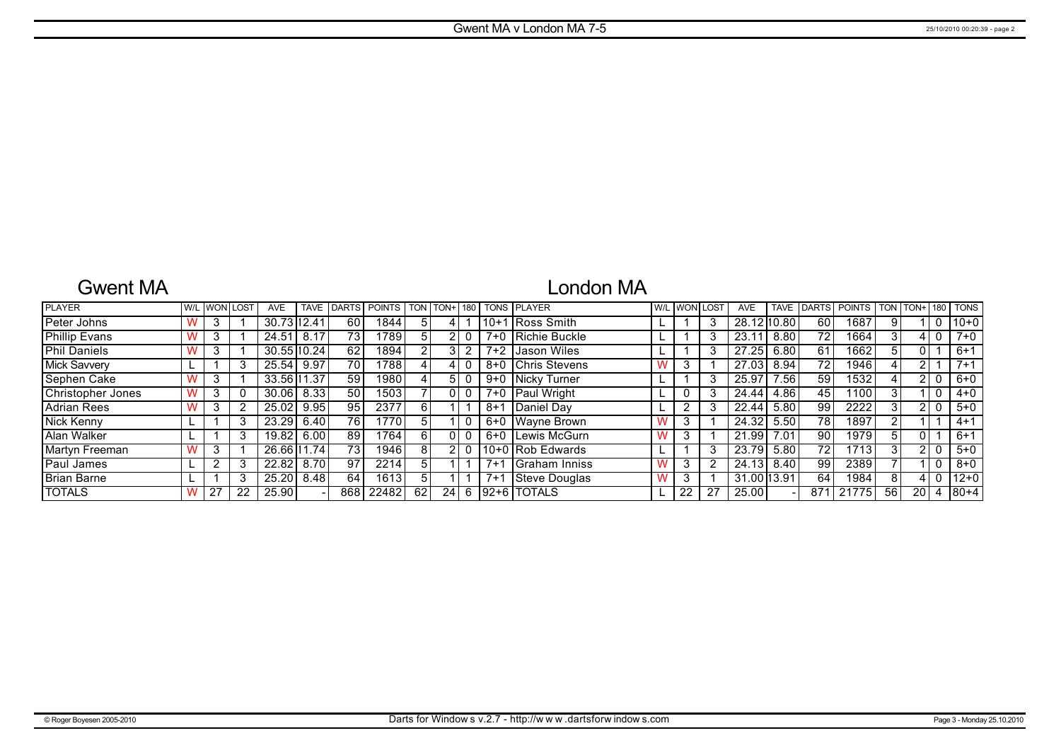# Gwent MA v London MA 7-5

## Gwent MA

| PLAYER | W/L | WON | LOST | AVE | TAVE | DARTS | POINTS | TON | TON+ | 180 | TONS |
|---|---|---|---|---|---|---|---|---|---|---|---|
| Peter Johns | W | 3 | 1 | 30.73 | 12.41 | 60 | 1844 | 5 | 4 | 1 | 10+1 |
| Phillip Evans | W | 3 | 1 | 24.51 | 8.17 | 73 | 1789 | 5 | 2 | 0 | 7+0 |
| Phil Daniels | W | 3 | 1 | 30.55 | 10.24 | 62 | 1894 | 2 | 3 | 2 | 7+2 |
| Mick Savvery | L | 1 | 3 | 25.54 | 9.97 | 70 | 1788 | 4 | 4 | 0 | 8+0 |
| Sephen Cake | W | 3 | 1 | 33.56 | 11.37 | 59 | 1980 | 4 | 5 | 0 | 9+0 |
| Christopher Jones | W | 3 | 0 | 30.06 | 8.33 | 50 | 1503 | 7 | 0 | 0 | 7+0 |
| Adrian Rees | W | 3 | 2 | 25.02 | 9.95 | 95 | 2377 | 6 | 1 | 1 | 8+1 |
| Nick Kenny | L | 1 | 3 | 23.29 | 6.40 | 76 | 1770 | 5 | 1 | 0 | 6+0 |
| Alan Walker | L | 1 | 3 | 19.82 | 6.00 | 89 | 1764 | 6 | 0 | 0 | 6+0 |
| Martyn Freeman | W | 3 | 1 | 26.66 | 11.74 | 73 | 1946 | 8 | 2 | 0 | 10+0 |
| Paul James | L | 2 | 3 | 22.82 | 8.70 | 97 | 2214 | 5 | 1 | 1 | 7+1 |
| Brian Barne | L | 1 | 3 | 25.20 | 8.48 | 64 | 1613 | 5 | 1 | 1 | 7+1 |
| TOTALS | W | 27 | 22 | 25.90 | - | 868 | 22482 | 62 | 24 | 6 | 92+6 |

## London MA

| PLAYER | W/L | WON | LOST | AVE | TAVE | DARTS | POINTS | TON | TON+ | 180 | TONS |
|---|---|---|---|---|---|---|---|---|---|---|---|
| Ross Smith | L | 1 | 3 | 28.12 | 10.80 | 60 | 1687 | 9 | 1 | 0 | 10+0 |
| Richie Buckle | L | 1 | 3 | 23.11 | 8.80 | 72 | 1664 | 3 | 4 | 0 | 7+0 |
| Jason Wiles | L | 1 | 3 | 27.25 | 6.80 | 61 | 1662 | 5 | 0 | 1 | 6+1 |
| Chris Stevens | W | 3 | 1 | 27.03 | 8.94 | 72 | 1946 | 4 | 2 | 1 | 7+1 |
| Nicky Turner | L | 1 | 3 | 25.97 | 7.56 | 59 | 1532 | 4 | 2 | 0 | 6+0 |
| Paul Wright | L | 0 | 3 | 24.44 | 4.86 | 45 | 1100 | 3 | 1 | 0 | 4+0 |
| Daniel Day | L | 2 | 3 | 22.44 | 5.80 | 99 | 2222 | 3 | 2 | 0 | 5+0 |
| Wayne Brown | W | 3 | 1 | 24.32 | 5.50 | 78 | 1897 | 2 | 1 | 1 | 4+1 |
| Lewis McGurn | W | 3 | 1 | 21.99 | 7.01 | 90 | 1979 | 5 | 0 | 1 | 6+1 |
| Rob Edwards | L | 1 | 3 | 23.79 | 5.80 | 72 | 1713 | 3 | 2 | 0 | 5+0 |
| Graham Inniss | W | 3 | 2 | 24.13 | 8.40 | 99 | 2389 | 7 | 1 | 0 | 8+0 |
| Steve Douglas | W | 3 | 1 | 31.00 | 13.91 | 64 | 1984 | 8 | 4 | 0 | 12+0 |
| TOTALS | L | 22 | 27 | 25.00 | - | 871 | 21775 | 56 | 20 | 4 | 80+4 |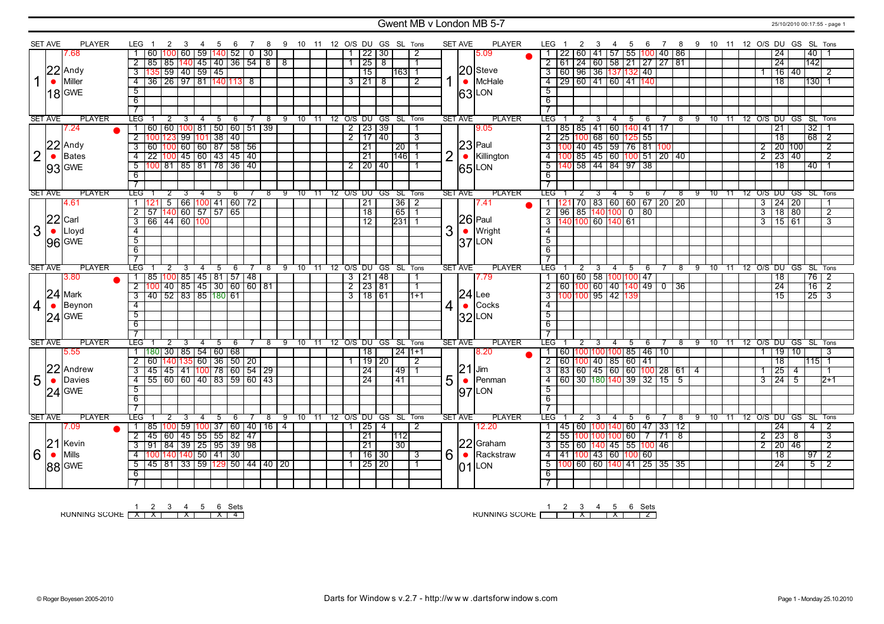# Gwent MB v London MB 5-7

25/10/2010 00:17:55 - page 1

## Set 1

| SET | AVE | PLAYER | LEG | 1 | 2 | 3 | 4 | 5 | 6 | 7 | 8 | 9 | 10 | 11 | 12 | O/S | DU | GS | SL | Tons |
|---|---|---|---|---|---|---|---|---|---|---|---|---|---|---|---|---|---|---|---|---|
| 1 | 22.18 | Andy Miller (GWE) ● | 1 | 60 | 100 | 60 | 59 | 140 | 52 | 0 | 30 | | | | | 1 | 22 | 30 | | 2 |
| | 7.68 | | 2 | 85 | 85 | 140 | 45 | 40 | 36 | 54 | 8 | 8 | | | | 1 | 25 | 8 | | 1 |
| | | | 3 | 135 | 59 | 40 | 59 | 45 | | | | | | | | | 15 | | 163 | 1 |
| | | | 4 | 36 | 26 | 97 | 81 | 140 | 113 | 8 | | | | | | 3 | 21 | 8 | | 2 |

| SET | AVE | PLAYER | LEG | 1 | 2 | 3 | 4 | 5 | 6 | 7 | 8 | 9 | 10 | 11 | 12 | O/S | DU | GS | SL | Tons |
|---|---|---|---|---|---|---|---|---|---|---|---|---|---|---|---|---|---|---|---|---|
| 1 | 20.63 | Steve McHale (LON) | 1 | 22 | 60 | 41 | 57 | 55 | 100 | 40 | 86 | | | | | | 24 | | 40 | 1 |
| | 5.09 | | 2 | 61 | 24 | 60 | 58 | 21 | 27 | 27 | 81 | | | | | | 24 | | 142 | |
| | | | 3 | 60 | 96 | 36 | 137 | 132 | 40 | | | | | | | 1 | 16 | 40 | | 2 |
| | | | 4 | 29 | 60 | 41 | 60 | 41 | 140 | | | | | | | | 18 | | 130 | 1 |

## Set 2

| SET | AVE | PLAYER | LEG | 1 | 2 | 3 | 4 | 5 | 6 | 7 | 8 | 9 | 10 | 11 | 12 | O/S | DU | GS | SL | Tons |
|---|---|---|---|---|---|---|---|---|---|---|---|---|---|---|---|---|---|---|---|---|
| 2 | 22.93 | Andy Bates (GWE) ● | 1 | 60 | 60 | 100 | 81 | 50 | 60 | 51 | 39 | | | | | 2 | 23 | 39 | | 1 |
| | 7.24 | | 2 | 100 | 123 | 99 | 101 | 38 | 40 | | | | | | | 2 | 17 | 40 | | 3 |
| | | | 3 | 60 | 100 | 60 | 60 | 87 | 58 | 56 | | | | | | | 21 | | 20 | 1 |
| | | | 4 | 22 | 100 | 45 | 60 | 43 | 45 | 40 | | | | | | | 21 | | 146 | 1 |
| | | | 5 | 100 | 81 | 85 | 81 | 78 | 36 | 40 | | | | | | 2 | 20 | 40 | | 1 |

| SET | AVE | PLAYER | LEG | 1 | 2 | 3 | 4 | 5 | 6 | 7 | 8 | 9 | 10 | 11 | 12 | O/S | DU | GS | SL | Tons |
|---|---|---|---|---|---|---|---|---|---|---|---|---|---|---|---|---|---|---|---|---|
| 2 | 23.65 | Paul Killington (LON) | 1 | 85 | 85 | 41 | 60 | 140 | 41 | 17 | | | | | | | 21 | | 32 | 1 |
| | 9.05 | | 2 | 25 | 100 | 68 | 60 | 125 | 55 | | | | | | | | 18 | | 68 | 2 |
| | | | 3 | 100 | 40 | 45 | 59 | 76 | 81 | 100 | | | | | | 2 | 20 | 100 | | 2 |
| | | | 4 | 100 | 85 | 45 | 60 | 100 | 51 | 20 | 40 | | | | | 2 | 23 | 40 | | 2 |
| | | | 5 | 140 | 58 | 44 | 84 | 97 | 38 | | | | | | | | 18 | | 40 | 1 |

## Set 3

| SET | AVE | PLAYER | LEG | 1 | 2 | 3 | 4 | 5 | 6 | 7 | 8 | 9 | 10 | 11 | 12 | O/S | DU | GS | SL | Tons |
|---|---|---|---|---|---|---|---|---|---|---|---|---|---|---|---|---|---|---|---|---|
| 3 | 22.96 | Carl Lloyd (GWE) | 1 | 121 | 5 | 66 | 100 | 41 | 60 | 72 | | | | | | | 21 | | 36 | 2 |
| | 4.61 | | 2 | 57 | 140 | 60 | 57 | 57 | 65 | | | | | | | | 18 | | 65 | 1 |
| | | | 3 | 66 | 44 | 60 | 100 | | | | | | | | | | 12 | | 231 | 1 |

| SET | AVE | PLAYER | LEG | 1 | 2 | 3 | 4 | 5 | 6 | 7 | 8 | 9 | 10 | 11 | 12 | O/S | DU | GS | SL | Tons |
|---|---|---|---|---|---|---|---|---|---|---|---|---|---|---|---|---|---|---|---|---|
| 3 | 26.37 | Paul Wright (LON) ● | 1 | 121 | 70 | 83 | 60 | 60 | 67 | 20 | 20 | | | | | 3 | 24 | 20 | | 1 |
| | 7.41 | | 2 | 96 | 85 | 140 | 100 | 0 | 80 | | | | | | | 3 | 18 | 80 | | 2 |
| | | | 3 | 140 | 100 | 60 | 140 | 61 | | | | | | | | 3 | 15 | 61 | | 3 |

## Set 4

| SET | AVE | PLAYER | LEG | 1 | 2 | 3 | 4 | 5 | 6 | 7 | 8 | 9 | 10 | 11 | 12 | O/S | DU | GS | SL | Tons |
|---|---|---|---|---|---|---|---|---|---|---|---|---|---|---|---|---|---|---|---|---|
| 4 | 24.24 | Mark Beynon (GWE) ● | 1 | 85 | 100 | 85 | 45 | 81 | 57 | 48 | | | | | | 3 | 21 | 48 | | 1 |
| | 3.80 | | 2 | 100 | 40 | 85 | 45 | 30 | 60 | 60 | 81 | | | | | 2 | 23 | 81 | | 1 |
| | | | 3 | 40 | 52 | 83 | 85 | 180 | 61 | | | | | | | 3 | 18 | 61 | | 1+1 |

| SET | AVE | PLAYER | LEG | 1 | 2 | 3 | 4 | 5 | 6 | 7 | 8 | 9 | 10 | 11 | 12 | O/S | DU | GS | SL | Tons |
|---|---|---|---|---|---|---|---|---|---|---|---|---|---|---|---|---|---|---|---|---|
| 4 | 24.32 | Lee Cocks (LON) | 1 | 60 | 60 | 58 | 100 | 100 | 47 | | | | | | | | 18 | | 76 | 2 |
| | 7.79 | | 2 | 60 | 100 | 60 | 40 | 140 | 49 | 0 | 36 | | | | | | 24 | | 16 | 2 |
| | | | 3 | 100 | 100 | 95 | 42 | 139 | | | | | | | | | 15 | | 25 | 3 |

## Set 5

| SET | AVE | PLAYER | LEG | 1 | 2 | 3 | 4 | 5 | 6 | 7 | 8 | 9 | 10 | 11 | 12 | O/S | DU | GS | SL | Tons |
|---|---|---|---|---|---|---|---|---|---|---|---|---|---|---|---|---|---|---|---|---|
| 5 | 22.24 | Andrew Davies (GWE) | 1 | 180 | 30 | 85 | 54 | 60 | 68 | | | | | | | | 18 | | 24 | 1+1 |
| | 5.55 | | 2 | 60 | 140 | 135 | 60 | 36 | 50 | 20 | | | | | | 1 | 19 | 20 | | 2 |
| | | | 3 | 45 | 45 | 41 | 100 | 78 | 60 | 54 | 29 | | | | | | 24 | | 49 | 1 |
| | | | 4 | 55 | 60 | 60 | 40 | 83 | 59 | 60 | 43 | | | | | | 24 | | 41 | |

| SET | AVE | PLAYER | LEG | 1 | 2 | 3 | 4 | 5 | 6 | 7 | 8 | 9 | 10 | 11 | 12 | O/S | DU | GS | SL | Tons |
|---|---|---|---|---|---|---|---|---|---|---|---|---|---|---|---|---|---|---|---|---|
| 5 | 21.97 | Jim Penman (LON) ● | 1 | 60 | 100 | 100 | 100 | 85 | 46 | 10 | | | | | | 1 | 19 | 10 | | 3 |
| | 8.20 | | 2 | 60 | 100 | 40 | 85 | 60 | 41 | | | | | | | | 18 | | 115 | 1 |
| | | | 3 | 83 | 60 | 45 | 60 | 60 | 100 | 28 | 61 | 4 | | | | 1 | 25 | 4 | | 1 |
| | | | 4 | 60 | 30 | 180 | 140 | 39 | 32 | 15 | 5 | | | | | 3 | 24 | 5 | | 2+1 |

## Set 6

| SET | AVE | PLAYER | LEG | 1 | 2 | 3 | 4 | 5 | 6 | 7 | 8 | 9 | 10 | 11 | 12 | O/S | DU | GS | SL | Tons |
|---|---|---|---|---|---|---|---|---|---|---|---|---|---|---|---|---|---|---|---|---|
| 6 | 21.88 | Kevin Mills (GWE) ● | 1 | 85 | 100 | 59 | 100 | 37 | 60 | 40 | 16 | 4 | | | | 1 | 25 | 4 | | 2 |
| | 7.09 | | 2 | 45 | 60 | 45 | 55 | 55 | 82 | 47 | | | | | | | 21 | | 112 | |
| | | | 3 | 91 | 84 | 39 | 25 | 95 | 39 | 98 | | | | | | | 21 | | 30 | |
| | | | 4 | 100 | 140 | 140 | 50 | 41 | 30 | | | | | | | 1 | 16 | 30 | | 3 |
| | | | 5 | 45 | 81 | 33 | 59 | 129 | 50 | 44 | 40 | 20 | | | | 1 | 25 | 20 | | 1 |

| SET | AVE | PLAYER | LEG | 1 | 2 | 3 | 4 | 5 | 6 | 7 | 8 | 9 | 10 | 11 | 12 | O/S | DU | GS | SL | Tons |
|---|---|---|---|---|---|---|---|---|---|---|---|---|---|---|---|---|---|---|---|---|
| 6 | 22.01 | Graham Rackstraw (LON) | 1 | 45 | 60 | 100 | 140 | 60 | 47 | 33 | 12 | | | | | | 24 | | 4 | 2 |
| | 12.20 | | 2 | 55 | 100 | 100 | 100 | 60 | 7 | 71 | 8 | | | | | 2 | 23 | 8 | | 3 |
| | | | 3 | 55 | 60 | 140 | 45 | 55 | 100 | 46 | | | | | | 2 | 20 | 46 | | 2 |
| | | | 4 | 41 | 100 | 43 | 60 | 100 | 60 | | | | | | | | 18 | | 97 | 2 |
| | | | 5 | 100 | 60 | 60 | 140 | 41 | 25 | 35 | 35 | | | | | | 24 | | 5 | 2 |

## Running Score

| | 1 | 2 | 3 | 4 | 5 | 6 | Sets |
|---|---|---|---|---|---|---|---|
| Gwent MB | X | X | | X | | X | 4 |
| London MB | | | X | | X | | 2 |

© Roger Boyesen 2005-2010 — Darts for Windows v.2.7 - http://www.dartsforwindows.com — Page 1 - Monday 25.10.2010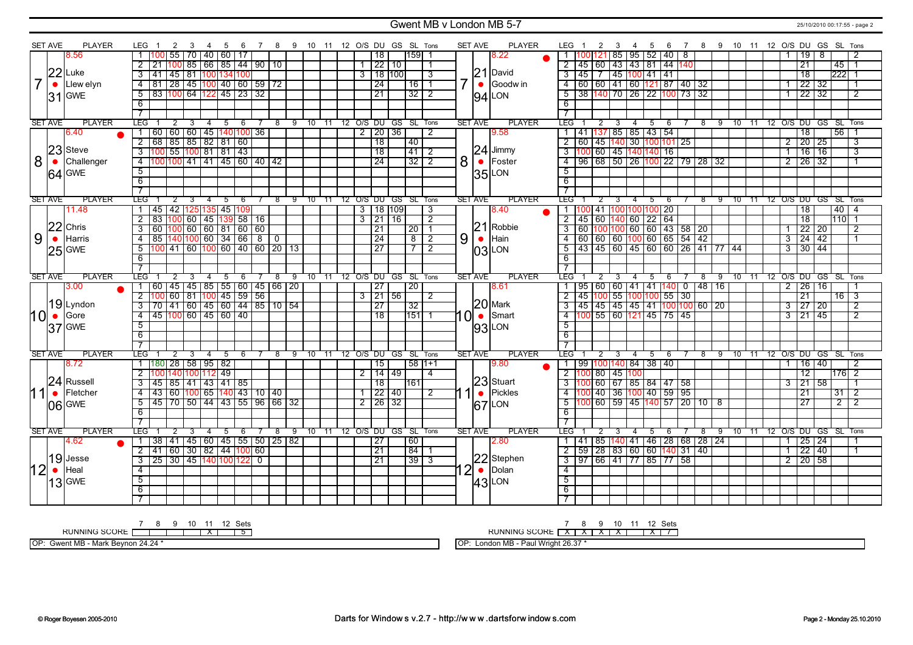# Gwent MB v London MB 5-7

25/10/2010 00:17:55 - page 2

## Set 7

**Luke Llewelyn (GWE)** — SET AVE 8.56, 22.31

| LEG | 1 | 2 | 3 | 4 | 5 | 6 | 7 | 8 | 9 | 10 | 11 | 12 | O/S | DU | GS | SL | Tons |
|---|---|---|---|---|---|---|---|---|---|---|---|---|---|---|---|---|---|
| 1 | 100 | 55 | 70 | 40 | 60 | 17 | | | | | | | | 18 | | 159 | 1 |
| 2 | 21 | 100 | 85 | 66 | 85 | 44 | 90 | 10 | | | | | 1 | 22 | 10 | | 1 |
| 3 | 41 | 45 | 81 | 100 | 134 | 100 | | | | | | | 3 | 18 | 100 | | 3 |
| 4 | 81 | 28 | 45 | 100 | 40 | 60 | 59 | 72 | | | | | | 24 | | 16 | 1 |
| 5 | 83 | 100 | 64 | 122 | 45 | 23 | 32 | | | | | | | 21 | | 32 | 2 |
| 6 | | | | | | | | | | | | | | | | | |
| 7 | | | | | | | | | | | | | | | | | |

**David Goodwin (LON)** — SET AVE 8.22, 21.94

| LEG | 1 | 2 | 3 | 4 | 5 | 6 | 7 | 8 | 9 | 10 | 11 | 12 | O/S | DU | GS | SL | Tons |
|---|---|---|---|---|---|---|---|---|---|---|---|---|---|---|---|---|---|
| 1 | 100 | 121 | 85 | 95 | 52 | 40 | 8 | | | | | | 1 | 19 | 8 | | 2 |
| 2 | 45 | 60 | 43 | 43 | 81 | 44 | 140 | | | | | | | 21 | | 45 | 1 |
| 3 | 45 | 7 | 45 | 100 | 41 | 41 | | | | | | | | 18 | | 222 | 1 |
| 4 | 60 | 60 | 41 | 60 | 121 | 87 | 40 | 32 | | | | | 1 | 22 | 32 | | 1 |
| 5 | 38 | 140 | 70 | 26 | 22 | 100 | 73 | 32 | | | | | 1 | 22 | 32 | | 2 |
| 6 | | | | | | | | | | | | | | | | | |
| 7 | | | | | | | | | | | | | | | | | |

## Set 8

**Steve Challenger (GWE)** — SET AVE 6.40, 23.64

| LEG | 1 | 2 | 3 | 4 | 5 | 6 | 7 | 8 | 9 | 10 | 11 | 12 | O/S | DU | GS | SL | Tons |
|---|---|---|---|---|---|---|---|---|---|---|---|---|---|---|---|---|---|
| 1 | 60 | 60 | 60 | 45 | 140 | 100 | 36 | | | | | | 2 | 20 | 36 | | 2 |
| 2 | 68 | 85 | 85 | 82 | 81 | 60 | | | | | | | | 18 | | 40 | |
| 3 | 100 | 55 | 100 | 81 | 81 | 43 | | | | | | | | 18 | | 41 | 2 |
| 4 | 100 | 100 | 41 | 41 | 45 | 60 | 40 | 42 | | | | | | 24 | | 32 | 2 |
| 5 | | | | | | | | | | | | | | | | | |
| 6 | | | | | | | | | | | | | | | | | |
| 7 | | | | | | | | | | | | | | | | | |

**Jimmy Foster (LON)** — SET AVE 9.58, 24.35

| LEG | 1 | 2 | 3 | 4 | 5 | 6 | 7 | 8 | 9 | 10 | 11 | 12 | O/S | DU | GS | SL | Tons |
|---|---|---|---|---|---|---|---|---|---|---|---|---|---|---|---|---|---|
| 1 | 41 | 137 | 85 | 85 | 43 | 54 | | | | | | | | 18 | | 56 | 1 |
| 2 | 60 | 45 | 140 | 30 | 100 | 101 | 25 | | | | | | 2 | 20 | 25 | | 3 |
| 3 | 100 | 60 | 45 | 140 | 140 | 16 | | | | | | | 1 | 16 | 16 | | 3 |
| 4 | 96 | 68 | 50 | 26 | 100 | 22 | 79 | 28 | 32 | | | | 2 | 26 | 32 | | 1 |
| 5 | | | | | | | | | | | | | | | | | |
| 6 | | | | | | | | | | | | | | | | | |
| 7 | | | | | | | | | | | | | | | | | |

## Set 9

**Chris Harris (GWE)** — SET AVE 11.48, 22.25

| LEG | 1 | 2 | 3 | 4 | 5 | 6 | 7 | 8 | 9 | 10 | 11 | 12 | O/S | DU | GS | SL | Tons |
|---|---|---|---|---|---|---|---|---|---|---|---|---|---|---|---|---|---|
| 1 | 45 | 42 | 125 | 135 | 45 | 109 | | | | | | | 3 | 18 | 109 | | 3 |
| 2 | 83 | 100 | 60 | 45 | 139 | 58 | 16 | | | | | | 3 | 21 | 16 | | 2 |
| 3 | 60 | 100 | 60 | 60 | 81 | 60 | 60 | | | | | | | 21 | | 20 | 1 |
| 4 | 85 | 140 | 100 | 60 | 34 | 66 | 8 | 0 | | | | | | 24 | | 8 | 2 |
| 5 | 100 | 41 | 60 | 100 | 60 | 40 | 60 | 20 | 13 | | | | | 27 | | 7 | 2 |
| 6 | | | | | | | | | | | | | | | | | |
| 7 | | | | | | | | | | | | | | | | | |

**Robbie Hain (LON)** — SET AVE 8.40, 21.03

| LEG | 1 | 2 | 3 | 4 | 5 | 6 | 7 | 8 | 9 | 10 | 11 | 12 | O/S | DU | GS | SL | Tons |
|---|---|---|---|---|---|---|---|---|---|---|---|---|---|---|---|---|---|
| 1 | 100 | 41 | 100 | 100 | 100 | 20 | | | | | | | | 18 | | 40 | 4 |
| 2 | 45 | 60 | 140 | 60 | 22 | 64 | | | | | | | | 18 | | 110 | 1 |
| 3 | 60 | 100 | 100 | 60 | 60 | 43 | 58 | 20 | | | | | 1 | 22 | 20 | | 2 |
| 4 | 60 | 60 | 60 | 100 | 60 | 65 | 54 | 42 | | | | | 3 | 24 | 42 | | 1 |
| 5 | 43 | 45 | 60 | 45 | 60 | 60 | 26 | 41 | 77 | 44 | | | 3 | 30 | 44 | | |
| 6 | | | | | | | | | | | | | | | | | |
| 7 | | | | | | | | | | | | | | | | | |

## Set 10

**Lyndon Gore (GWE)** — SET AVE 3.00, 19.37

| LEG | 1 | 2 | 3 | 4 | 5 | 6 | 7 | 8 | 9 | 10 | 11 | 12 | O/S | DU | GS | SL | Tons |
|---|---|---|---|---|---|---|---|---|---|---|---|---|---|---|---|---|---|
| 1 | 60 | 45 | 45 | 85 | 55 | 60 | 45 | 66 | 20 | | | | | 27 | | 20 | |
| 2 | 100 | 60 | 81 | 100 | 45 | 59 | 56 | | | | | | 3 | 21 | 56 | | 2 |
| 3 | 70 | 41 | 60 | 45 | 60 | 44 | 85 | 10 | 54 | | | | | 27 | | 32 | |
| 4 | 45 | 100 | 60 | 45 | 60 | 40 | | | | | | | | 18 | | 151 | 1 |
| 5 | | | | | | | | | | | | | | | | | |
| 6 | | | | | | | | | | | | | | | | | |
| 7 | | | | | | | | | | | | | | | | | |

**Mark Smart (LON)** — SET AVE 8.61, 20.93

| LEG | 1 | 2 | 3 | 4 | 5 | 6 | 7 | 8 | 9 | 10 | 11 | 12 | O/S | DU | GS | SL | Tons |
|---|---|---|---|---|---|---|---|---|---|---|---|---|---|---|---|---|---|
| 1 | 95 | 60 | 60 | 41 | 41 | 140 | 0 | 48 | 16 | | | | 2 | 26 | 16 | | 1 |
| 2 | 45 | 100 | 55 | 100 | 100 | 55 | 30 | | | | | | | 21 | | 16 | 3 |
| 3 | 45 | 45 | 45 | 45 | 41 | 100 | 100 | 60 | 20 | | | | 3 | 27 | 20 | | 2 |
| 4 | 100 | 55 | 60 | 121 | 45 | 75 | 45 | | | | | | 3 | 21 | 45 | | 2 |
| 5 | | | | | | | | | | | | | | | | | |
| 6 | | | | | | | | | | | | | | | | | |
| 7 | | | | | | | | | | | | | | | | | |

## Set 11

**Russell Fletcher (GWE)** — SET AVE 8.72, 24.06

| LEG | 1 | 2 | 3 | 4 | 5 | 6 | 7 | 8 | 9 | 10 | 11 | 12 | O/S | DU | GS | SL | Tons |
|---|---|---|---|---|---|---|---|---|---|---|---|---|---|---|---|---|---|
| 1 | 180 | 28 | 58 | 95 | 82 | | | | | | | | | 15 | | 58 | 1+1 |
| 2 | 100 | 140 | 100 | 112 | 49 | | | | | | | | 2 | 14 | 49 | | 4 |
| 3 | 45 | 85 | 41 | 43 | 41 | 85 | | | | | | | | 18 | | 161 | |
| 4 | 43 | 60 | 100 | 65 | 140 | 43 | 10 | 40 | | | | | 1 | 22 | 40 | | 2 |
| 5 | 45 | 70 | 50 | 44 | 43 | 55 | 96 | 66 | 32 | | | | 2 | 26 | 32 | | |
| 6 | | | | | | | | | | | | | | | | | |
| 7 | | | | | | | | | | | | | | | | | |

**Stuart Pickles (LON)** — SET AVE 9.80, 23.67

| LEG | 1 | 2 | 3 | 4 | 5 | 6 | 7 | 8 | 9 | 10 | 11 | 12 | O/S | DU | GS | SL | Tons |
|---|---|---|---|---|---|---|---|---|---|---|---|---|---|---|---|---|---|
| 1 | 99 | 100 | 140 | 84 | 38 | 40 | | | | | | | 1 | 16 | 40 | | 2 |
| 2 | 100 | 80 | 45 | 100 | | | | | | | | | | 12 | | 176 | 2 |
| 3 | 100 | 60 | 67 | 85 | 84 | 47 | 58 | | | | | | 3 | 21 | 58 | | 1 |
| 4 | 100 | 40 | 36 | 100 | 40 | 59 | 95 | | | | | | | 21 | | 31 | 2 |
| 5 | 100 | 60 | 59 | 45 | 140 | 57 | 20 | 10 | 8 | | | | | 27 | | 2 | 2 |
| 6 | | | | | | | | | | | | | | | | | |
| 7 | | | | | | | | | | | | | | | | | |

## Set 12

**Jesse Heal (GWE)** — SET AVE 4.62, 19.13

| LEG | 1 | 2 | 3 | 4 | 5 | 6 | 7 | 8 | 9 | 10 | 11 | 12 | O/S | DU | GS | SL | Tons |
|---|---|---|---|---|---|---|---|---|---|---|---|---|---|---|---|---|---|
| 1 | 38 | 41 | 45 | 60 | 45 | 55 | 50 | 25 | 82 | | | | | 27 | | 60 | |
| 2 | 41 | 60 | 30 | 82 | 44 | 100 | 60 | | | | | | | 21 | | 84 | 1 |
| 3 | 25 | 30 | 45 | 140 | 100 | 122 | 0 | | | | | | | 21 | | 39 | 3 |
| 4 | | | | | | | | | | | | | | | | | |
| 5 | | | | | | | | | | | | | | | | | |
| 6 | | | | | | | | | | | | | | | | | |
| 7 | | | | | | | | | | | | | | | | | |

**Stephen Dolan (LON)** — SET AVE 2.80, 22.43

| LEG | 1 | 2 | 3 | 4 | 5 | 6 | 7 | 8 | 9 | 10 | 11 | 12 | O/S | DU | GS | SL | Tons |
|---|---|---|---|---|---|---|---|---|---|---|---|---|---|---|---|---|---|
| 1 | 41 | 85 | 140 | 41 | 46 | 28 | 68 | 28 | 24 | | | | 1 | 25 | 24 | | 1 |
| 2 | 59 | 28 | 83 | 60 | 60 | 140 | 31 | 40 | | | | | 1 | 22 | 40 | | 1 |
| 3 | 97 | 66 | 41 | 77 | 85 | 77 | 58 | | | | | | 2 | 20 | 58 | | |
| 4 | | | | | | | | | | | | | | | | | |
| 5 | | | | | | | | | | | | | | | | | |
| 6 | | | | | | | | | | | | | | | | | |
| 7 | | | | | | | | | | | | | | | | | |

## Running Score

**Gwent MB**

| | 7 | 8 | 9 | 10 | 11 | 12 | Sets |
|---|---|---|---|---|---|---|---|
| RUNNING SCORE | | | | | X | | 5 |

OP: Gwent MB - Mark Beynon 24.24 *

**London MB**

| | 7 | 8 | 9 | 10 | 11 | 12 | Sets |
|---|---|---|---|---|---|---|---|
| RUNNING SCORE | X | X | X | X | | X | 7 |

OP: London MB - Paul Wright 26.37 *

© Roger Boyesen 2005-2010 — Darts for Windows v.2.7 - http://www.dartsforwindows.com — Page 2 - Monday 25.10.2010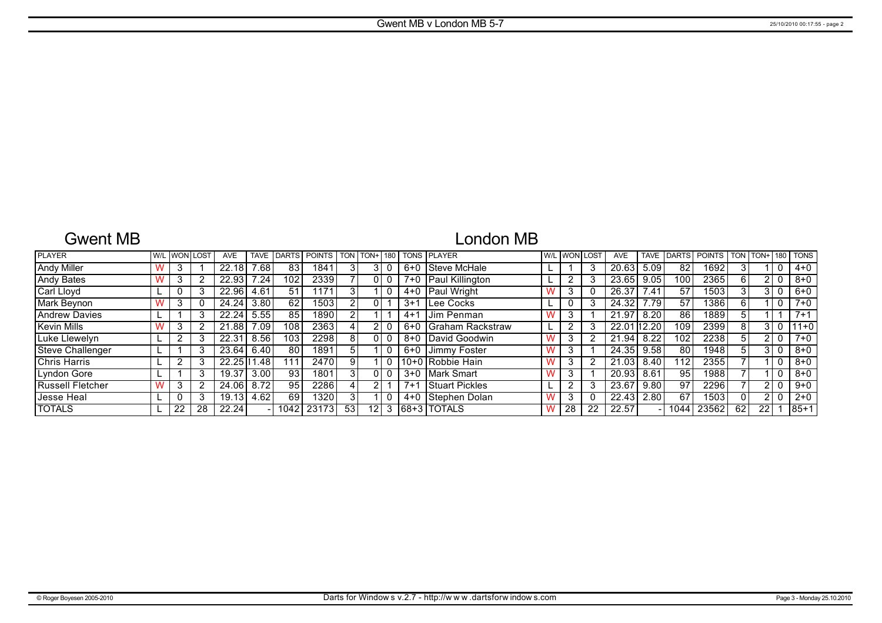# Gwent MB v London MB 5-7

## Gwent MB

| PLAYER | W/L | WON | LOST | AVE | TAVE | DARTS | POINTS | TON | TON+ | 180 | TONS |
|---|---|---|---|---|---|---|---|---|---|---|---|
| Andy Miller | W | 3 | 1 | 22.18 | 7.68 | 83 | 1841 | 3 | 3 | 0 | 6+0 |
| Andy Bates | W | 3 | 2 | 22.93 | 7.24 | 102 | 2339 | 7 | 0 | 0 | 7+0 |
| Carl Lloyd | L | 0 | 3 | 22.96 | 4.61 | 51 | 1171 | 3 | 1 | 0 | 4+0 |
| Mark Beynon | W | 3 | 0 | 24.24 | 3.80 | 62 | 1503 | 2 | 0 | 1 | 3+1 |
| Andrew Davies | L | 1 | 3 | 22.24 | 5.55 | 85 | 1890 | 2 | 1 | 1 | 4+1 |
| Kevin Mills | W | 3 | 2 | 21.88 | 7.09 | 108 | 2363 | 4 | 2 | 0 | 6+0 |
| Luke Llewelyn | L | 2 | 3 | 22.31 | 8.56 | 103 | 2298 | 8 | 0 | 0 | 8+0 |
| Steve Challenger | L | 1 | 3 | 23.64 | 6.40 | 80 | 1891 | 5 | 1 | 0 | 6+0 |
| Chris Harris | L | 2 | 3 | 22.25 | 11.48 | 111 | 2470 | 9 | 1 | 0 | 10+0 |
| Lyndon Gore | L | 1 | 3 | 19.37 | 3.00 | 93 | 1801 | 3 | 0 | 0 | 3+0 |
| Russell Fletcher | W | 3 | 2 | 24.06 | 8.72 | 95 | 2286 | 4 | 2 | 1 | 7+1 |
| Jesse Heal | L | 0 | 3 | 19.13 | 4.62 | 69 | 1320 | 3 | 1 | 0 | 4+0 |
| TOTALS | L | 22 | 28 | 22.24 | - | 1042 | 23173 | 53 | 12 | 3 | 68+3 |

## London MB

| PLAYER | W/L | WON | LOST | AVE | TAVE | DARTS | POINTS | TON | TON+ | 180 | TONS |
|---|---|---|---|---|---|---|---|---|---|---|---|
| Steve McHale | L | 1 | 3 | 20.63 | 5.09 | 82 | 1692 | 3 | 1 | 0 | 4+0 |
| Paul Killington | L | 2 | 3 | 23.65 | 9.05 | 100 | 2365 | 6 | 2 | 0 | 8+0 |
| Paul Wright | W | 3 | 0 | 26.37 | 7.41 | 57 | 1503 | 3 | 3 | 0 | 6+0 |
| Lee Cocks | L | 0 | 3 | 24.32 | 7.79 | 57 | 1386 | 6 | 1 | 0 | 7+0 |
| Jim Penman | W | 3 | 1 | 21.97 | 8.20 | 86 | 1889 | 5 | 1 | 1 | 7+1 |
| Graham Rackstraw | L | 2 | 3 | 22.01 | 12.20 | 109 | 2399 | 8 | 3 | 0 | 11+0 |
| David Goodwin | W | 3 | 2 | 21.94 | 8.22 | 102 | 2238 | 5 | 2 | 0 | 7+0 |
| Jimmy Foster | W | 3 | 1 | 24.35 | 9.58 | 80 | 1948 | 5 | 3 | 0 | 8+0 |
| Robbie Hain | W | 3 | 2 | 21.03 | 8.40 | 112 | 2355 | 7 | 1 | 0 | 8+0 |
| Mark Smart | W | 3 | 1 | 20.93 | 8.61 | 95 | 1988 | 7 | 1 | 0 | 8+0 |
| Stuart Pickles | L | 2 | 3 | 23.67 | 9.80 | 97 | 2296 | 7 | 2 | 0 | 9+0 |
| Stephen Dolan | W | 3 | 0 | 22.43 | 2.80 | 67 | 1503 | 0 | 2 | 0 | 2+0 |
| TOTALS | W | 28 | 22 | 22.57 | - | 1044 | 23562 | 62 | 22 | 1 | 85+1 |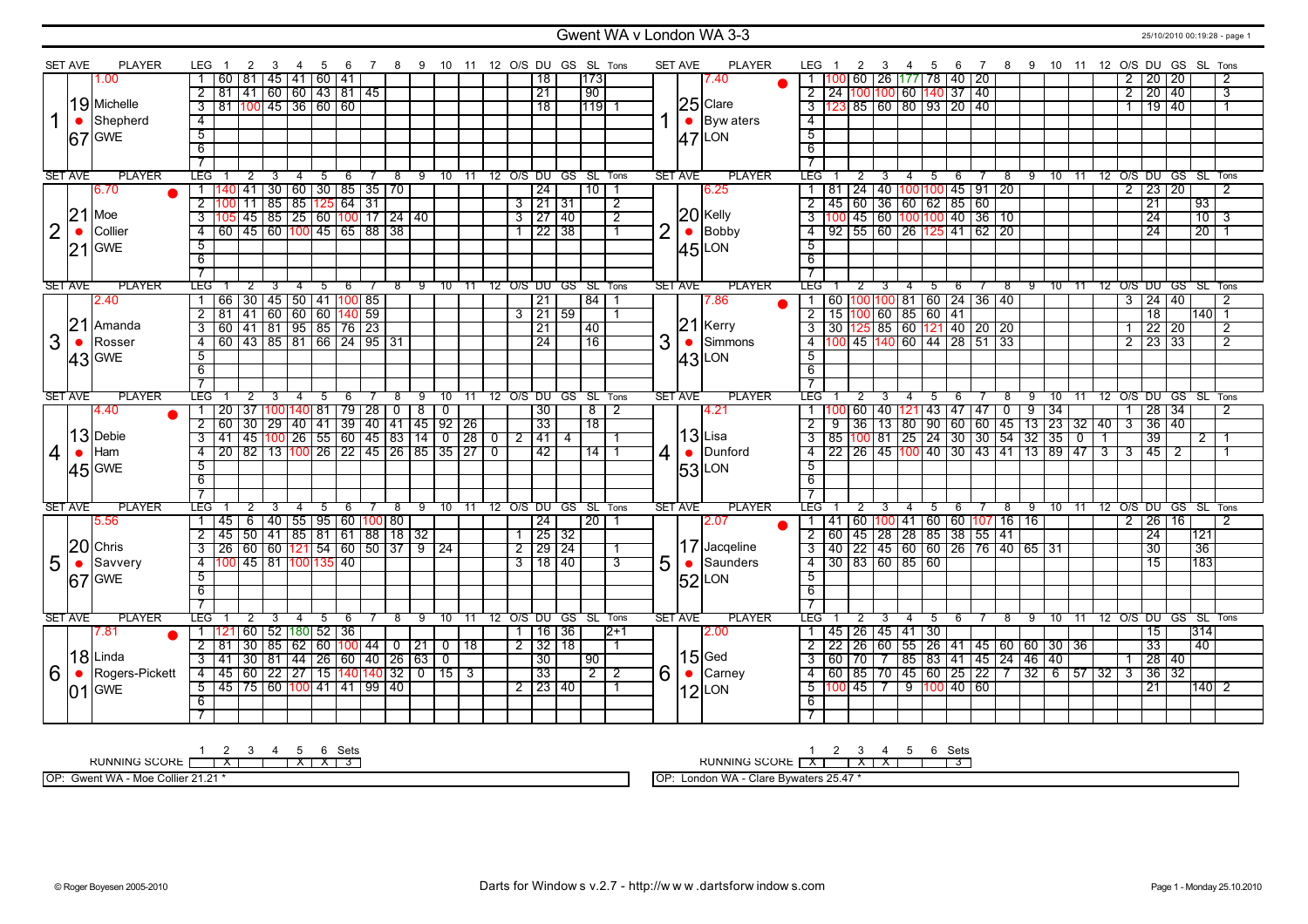# Gwent WA v London WA 3-3

25/10/2010 00:19:28 - page 1

## Set 1

| SET AVE | PLAYER | LEG | 1 | 2 | 3 | 4 | 5 | 6 | 7 | 8 | 9 | 10 | 11 | 12 | O/S | DU | GS | SL | Tons |
|---|---|---|---|---|---|---|---|---|---|---|---|---|---|---|---|---|---|---|---|
| 1.00 | 19 Michelle Shepherd 67 GWE | 1 | 60 | 81 | 45 | 41 | 60 | 41 | | | | | | | | 18 | | 173 | |
| | | 2 | 81 | 41 | 60 | 60 | 43 | 81 | 45 | | | | | | | 21 | | 90 | |
| | | 3 | 81 | 100 | 45 | 36 | 60 | 60 | | | | | | | | 18 | | 119 | 1 |

| SET AVE | PLAYER | LEG | 1 | 2 | 3 | 4 | 5 | 6 | 7 | 8 | 9 | 10 | 11 | 12 | O/S | DU | GS | SL | Tons |
|---|---|---|---|---|---|---|---|---|---|---|---|---|---|---|---|---|---|---|---|
| 7.40 ● | 25 Clare Byw aters 47 LON | 1 | 100 | 60 | 26 | 177 | 78 | 40 | 20 | | | | | | 2 | 20 | 20 | | 2 |
| | | 2 | 24 | 100 | 100 | 60 | 140 | 37 | 40 | | | | | | 2 | 20 | 40 | | 3 |
| | | 3 | 123 | 85 | 60 | 80 | 93 | 20 | 40 | | | | | | 1 | 19 | 40 | | 1 |

## Set 2

| SET AVE | PLAYER | LEG | 1 | 2 | 3 | 4 | 5 | 6 | 7 | 8 | 9 | 10 | 11 | 12 | O/S | DU | GS | SL | Tons |
|---|---|---|---|---|---|---|---|---|---|---|---|---|---|---|---|---|---|---|---|
| 6.70 ● | 21 Moe Collier 21 GWE | 1 | 140 | 41 | 30 | 60 | 30 | 85 | 35 | 70 | | | | | | 24 | | 10 | 1 |
| | | 2 | 100 | 11 | 85 | 85 | 125 | 64 | 31 | | | | | | 3 | 21 | 31 | | 2 |
| | | 3 | 105 | 45 | 85 | 25 | 60 | 100 | 17 | 24 | 40 | | | | 3 | 27 | 40 | | 2 |
| | | 4 | 60 | 45 | 60 | 100 | 45 | 65 | 88 | 38 | | | | | 1 | 22 | 38 | | 1 |

| SET AVE | PLAYER | LEG | 1 | 2 | 3 | 4 | 5 | 6 | 7 | 8 | 9 | 10 | 11 | 12 | O/S | DU | GS | SL | Tons |
|---|---|---|---|---|---|---|---|---|---|---|---|---|---|---|---|---|---|---|---|
| 6.25 | 20 Kelly Bobby 45 LON | 1 | 81 | 24 | 40 | 100 | 100 | 45 | 91 | 20 | | | | | 2 | 23 | 20 | | 2 |
| | | 2 | 45 | 60 | 36 | 60 | 62 | 85 | 60 | | | | | | | 21 | | 93 | |
| | | 3 | 100 | 45 | 60 | 100 | 100 | 40 | 36 | 10 | | | | | | 24 | | 10 | 3 |
| | | 4 | 92 | 55 | 60 | 26 | 125 | 41 | 62 | 20 | | | | | | 24 | | 20 | 1 |

## Set 3

| SET AVE | PLAYER | LEG | 1 | 2 | 3 | 4 | 5 | 6 | 7 | 8 | 9 | 10 | 11 | 12 | O/S | DU | GS | SL | Tons |
|---|---|---|---|---|---|---|---|---|---|---|---|---|---|---|---|---|---|---|---|
| 2.40 | 21 Amanda Rosser 43 GWE | 1 | 66 | 30 | 45 | 50 | 41 | 100 | 85 | | | | | | | 21 | | 84 | 1 |
| | | 2 | 81 | 41 | 60 | 60 | 60 | 140 | 59 | | | | | | 3 | 21 | 59 | | 1 |
| | | 3 | 60 | 41 | 81 | 95 | 85 | 76 | 23 | | | | | | | 21 | | 40 | |
| | | 4 | 60 | 43 | 85 | 81 | 66 | 24 | 95 | 31 | | | | | | 24 | | 16 | |

| SET AVE | PLAYER | LEG | 1 | 2 | 3 | 4 | 5 | 6 | 7 | 8 | 9 | 10 | 11 | 12 | O/S | DU | GS | SL | Tons |
|---|---|---|---|---|---|---|---|---|---|---|---|---|---|---|---|---|---|---|---|
| 7.86 ● | 21 Kerry Simmons 43 LON | 1 | 60 | 100 | 100 | 81 | 60 | 24 | 36 | 40 | | | | | 3 | 24 | 40 | | 2 |
| | | 2 | 15 | 100 | 60 | 85 | 60 | 41 | | | | | | | | 18 | | 140 | 1 |
| | | 3 | 30 | 125 | 85 | 60 | 121 | 40 | 20 | 20 | | | | | 1 | 22 | 20 | | 2 |
| | | 4 | 100 | 45 | 140 | 60 | 44 | 28 | 51 | 33 | | | | | 2 | 23 | 33 | | 2 |

## Set 4

| SET AVE | PLAYER | LEG | 1 | 2 | 3 | 4 | 5 | 6 | 7 | 8 | 9 | 10 | 11 | 12 | O/S | DU | GS | SL | Tons |
|---|---|---|---|---|---|---|---|---|---|---|---|---|---|---|---|---|---|---|---|
| 4.40 ● | 13 Debie Ham 45 GWE | 1 | 20 | 37 | 100 | 140 | 81 | 79 | 28 | 0 | 8 | 0 | | | | 30 | | 8 | 2 |
| | | 2 | 60 | 30 | 29 | 40 | 41 | 39 | 40 | 41 | 45 | 92 | 26 | | | 33 | | 18 | |
| | | 3 | 41 | 45 | 100 | 26 | 55 | 60 | 45 | 83 | 14 | 0 | 28 | 0 | 2 | 41 | 4 | | 1 |
| | | 4 | 20 | 82 | 13 | 100 | 26 | 22 | 45 | 26 | 85 | 35 | 27 | 0 | | 42 | | 14 | 1 |

| SET AVE | PLAYER | LEG | 1 | 2 | 3 | 4 | 5 | 6 | 7 | 8 | 9 | 10 | 11 | 12 | O/S | DU | GS | SL | Tons |
|---|---|---|---|---|---|---|---|---|---|---|---|---|---|---|---|---|---|---|---|
| 4.21 | 13 Lisa Dunford 53 LON | 1 | 100 | 60 | 40 | 121 | 43 | 47 | 47 | 0 | 9 | 34 | | | 1 | 28 | 34 | | 2 |
| | | 2 | 9 | 36 | 13 | 80 | 90 | 60 | 60 | 45 | 13 | 23 | 32 | 40 | 3 | 36 | 40 | | |
| | | 3 | 85 | 100 | 81 | 25 | 24 | 30 | 30 | 54 | 32 | 35 | 0 | 1 | | 39 | | 2 | 1 |
| | | 4 | 22 | 26 | 45 | 100 | 40 | 30 | 43 | 41 | 13 | 89 | 47 | 3 | 3 | 45 | 2 | | 1 |

## Set 5

| SET AVE | PLAYER | LEG | 1 | 2 | 3 | 4 | 5 | 6 | 7 | 8 | 9 | 10 | 11 | 12 | O/S | DU | GS | SL | Tons |
|---|---|---|---|---|---|---|---|---|---|---|---|---|---|---|---|---|---|---|---|
| 5.56 | 20 Chris Savvery 67 GWE | 1 | 45 | 6 | 40 | 55 | 95 | 60 | 100 | 80 | | | | | | 24 | | 20 | 1 |
| | | 2 | 45 | 50 | 41 | 85 | 81 | 61 | 88 | 18 | 32 | | | | 1 | 25 | 32 | | |
| | | 3 | 26 | 60 | 60 | 121 | 54 | 60 | 50 | 37 | 9 | 24 | | | 2 | 29 | 24 | | 1 |
| | | 4 | 100 | 45 | 81 | 100 | 135 | 40 | | | | | | | 3 | 18 | 40 | | 3 |

| SET AVE | PLAYER | LEG | 1 | 2 | 3 | 4 | 5 | 6 | 7 | 8 | 9 | 10 | 11 | 12 | O/S | DU | GS | SL | Tons |
|---|---|---|---|---|---|---|---|---|---|---|---|---|---|---|---|---|---|---|---|
| 2.07 ● | 17 Jacqeline Saunders 52 LON | 1 | 41 | 60 | 100 | 41 | 60 | 60 | 107 | 16 | 16 | | | | 2 | 26 | 16 | | 2 |
| | | 2 | 60 | 45 | 28 | 28 | 85 | 38 | 55 | 41 | | | | | | 24 | | 121 | |
| | | 3 | 40 | 22 | 45 | 60 | 60 | 26 | 76 | 40 | 65 | 31 | | | | 30 | | 36 | |
| | | 4 | 30 | 83 | 60 | 85 | 60 | | | | | | | | | 15 | | 183 | |

## Set 6

| SET AVE | PLAYER | LEG | 1 | 2 | 3 | 4 | 5 | 6 | 7 | 8 | 9 | 10 | 11 | 12 | O/S | DU | GS | SL | Tons |
|---|---|---|---|---|---|---|---|---|---|---|---|---|---|---|---|---|---|---|---|
| 7.81 ● | 18 Linda Rogers-Pickett 01 GWE | 1 | 121 | 60 | 52 | 180 | 52 | 36 | | | | | | | 1 | 16 | 36 | | 2+1 |
| | | 2 | 81 | 30 | 85 | 62 | 60 | 100 | 44 | 0 | 21 | 0 | 18 | | 2 | 32 | 18 | | 1 |
| | | 3 | 41 | 30 | 81 | 44 | 26 | 60 | 40 | 26 | 63 | 0 | | | | 30 | | 90 | |
| | | 4 | 45 | 60 | 22 | 27 | 15 | 140 | 140 | 32 | 0 | 15 | 3 | | | 33 | | 2 | 2 |
| | | 5 | 45 | 75 | 60 | 100 | 41 | 41 | 99 | 40 | | | | | 2 | 23 | 40 | | 1 |

| SET AVE | PLAYER | LEG | 1 | 2 | 3 | 4 | 5 | 6 | 7 | 8 | 9 | 10 | 11 | 12 | O/S | DU | GS | SL | Tons |
|---|---|---|---|---|---|---|---|---|---|---|---|---|---|---|---|---|---|---|---|
| 2.00 | 15 Ged Carney 12 LON | 1 | 45 | 26 | 45 | 41 | 30 | | | | | | | | | 15 | | 314 | |
| | | 2 | 22 | 26 | 60 | 55 | 26 | 41 | 45 | 60 | 60 | 30 | 36 | | | 33 | | 40 | |
| | | 3 | 60 | 70 | 7 | 85 | 83 | 41 | 45 | 24 | 46 | 40 | | | 1 | 28 | 40 | | |
| | | 4 | 60 | 85 | 70 | 45 | 60 | 25 | 22 | 7 | 32 | 6 | 57 | 32 | 3 | 36 | 32 | | |
| | | 5 | 100 | 45 | 7 | 9 | 100 | 40 | 60 | | | | | | | 21 | | 140 | 2 |

## Running Score

| | 1 | 2 | 3 | 4 | 5 | 6 | Sets |
|---|---|---|---|---|---|---|---|
| Gwent WA | | X | | | X | X | 3 |
| London WA | X | | X | X | | | 3 |

OP: Gwent WA - Moe Collier 21.21 *

OP: London WA - Clare Bywaters 25.47 *

© Roger Boyesen 2005-2010 — Darts for Window s v.2.7 - http://w w w .dartsforw indow s.com — Page 1 - Monday 25.10.2010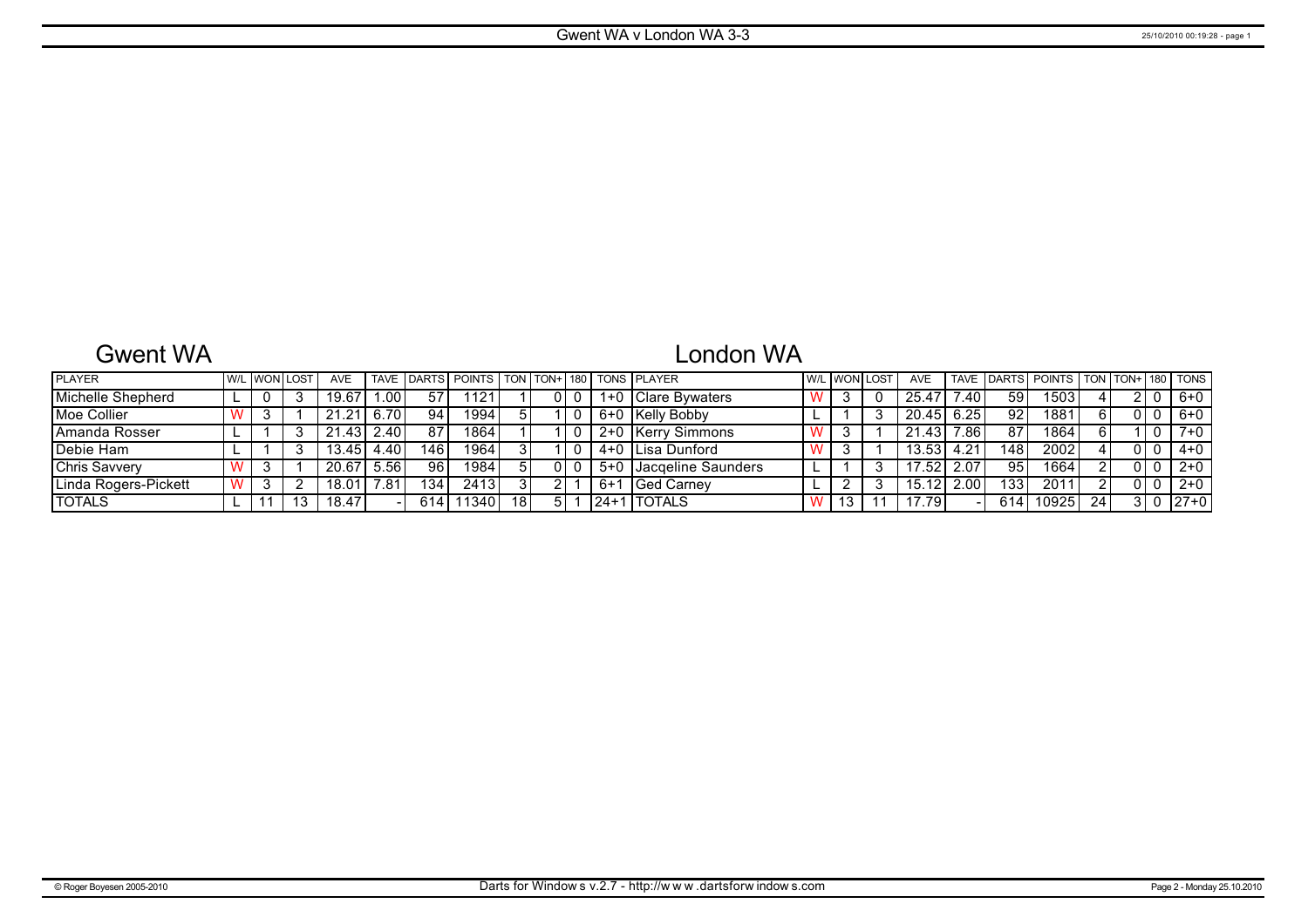# Gwent WA v London WA 3-3

## Gwent WA

| PLAYER | W/L | WON | LOST | AVE | TAVE | DARTS | POINTS | TON | TON+ | 180 | TONS |
|---|---|---|---|---|---|---|---|---|---|---|---|
| Michelle Shepherd | L | 0 | 3 | 19.67 | 1.00 | 57 | 1121 | 1 | 0 | 0 | 1+0 |
| Moe Collier | W | 3 | 1 | 21.21 | 6.70 | 94 | 1994 | 5 | 1 | 0 | 6+0 |
| Amanda Rosser | L | 1 | 3 | 21.43 | 2.40 | 87 | 1864 | 1 | 1 | 0 | 2+0 |
| Debie Ham | L | 1 | 3 | 13.45 | 4.40 | 146 | 1964 | 3 | 1 | 0 | 4+0 |
| Chris Savvery | W | 3 | 1 | 20.67 | 5.56 | 96 | 1984 | 5 | 0 | 0 | 5+0 |
| Linda Rogers-Pickett | W | 3 | 2 | 18.01 | 7.81 | 134 | 2413 | 3 | 2 | 1 | 6+1 |
| TOTALS | L | 11 | 13 | 18.47 | - | 614 | 11340 | 18 | 5 | 1 | 24+1 |

## London WA

| PLAYER | W/L | WON | LOST | AVE | TAVE | DARTS | POINTS | TON | TON+ | 180 | TONS |
|---|---|---|---|---|---|---|---|---|---|---|---|
| Clare Bywaters | W | 3 | 0 | 25.47 | 7.40 | 59 | 1503 | 4 | 2 | 0 | 6+0 |
| Kelly Bobby | L | 1 | 3 | 20.45 | 6.25 | 92 | 1881 | 6 | 0 | 0 | 6+0 |
| Kerry Simmons | W | 3 | 1 | 21.43 | 7.86 | 87 | 1864 | 6 | 1 | 0 | 7+0 |
| Lisa Dunford | W | 3 | 1 | 13.53 | 4.21 | 148 | 2002 | 4 | 0 | 0 | 4+0 |
| Jacqeline Saunders | L | 1 | 3 | 17.52 | 2.07 | 95 | 1664 | 2 | 0 | 0 | 2+0 |
| Ged Carney | L | 2 | 3 | 15.12 | 2.00 | 133 | 2011 | 2 | 0 | 0 | 2+0 |
| TOTALS | W | 13 | 11 | 17.79 | - | 614 | 10925 | 24 | 3 | 0 | 27+0 |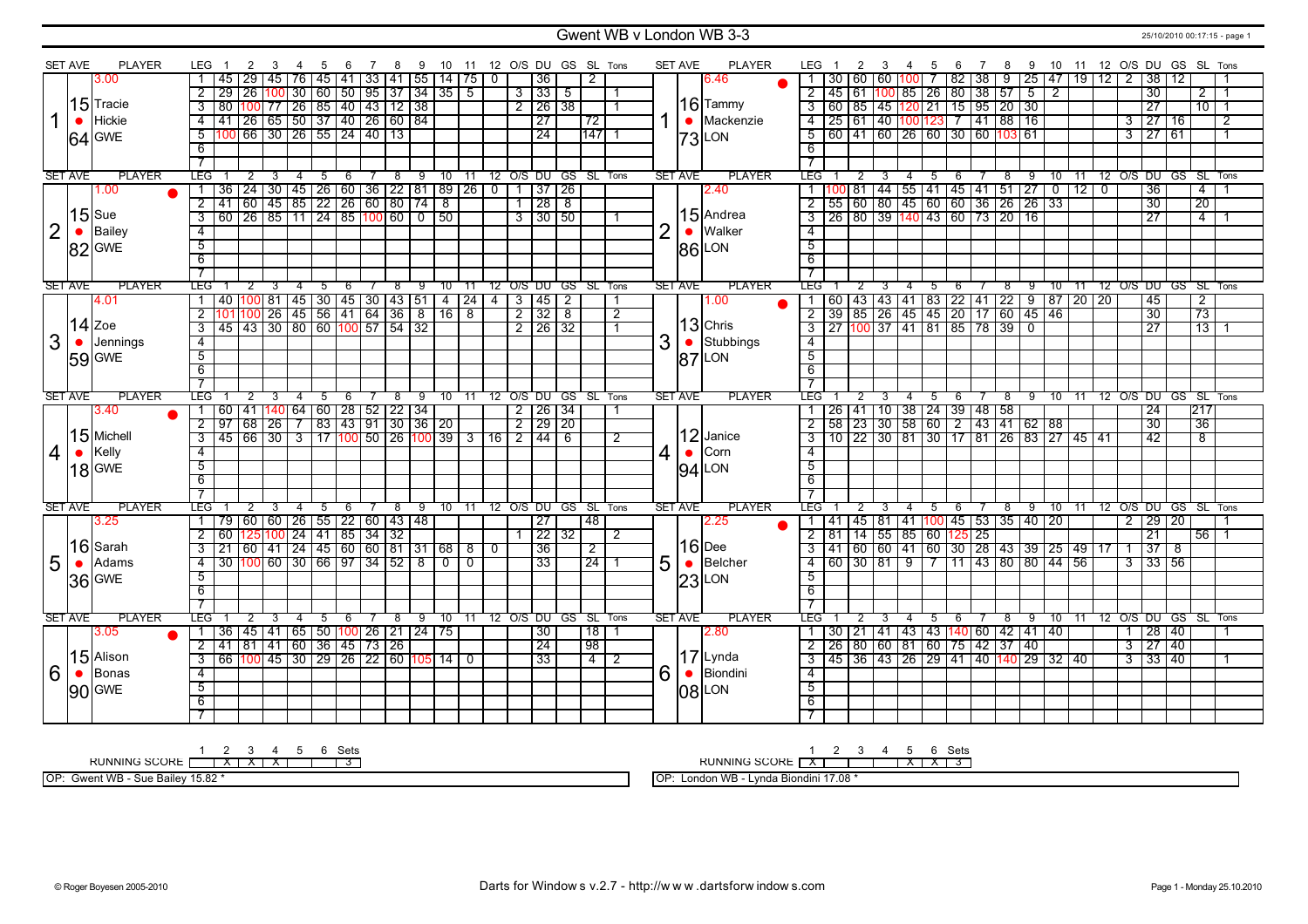# Gwent WB v London WB 3-3

25/10/2010 00:17:15 - page 1

## Set 1

| SET AVE | PLAYER | LEG | 1 | 2 | 3 | 4 | 5 | 6 | 7 | 8 | 9 | 10 | 11 | 12 | O/S | DU | GS | SL | Tons |
|---|---|---|---|---|---|---|---|---|---|---|---|---|---|---|---|---|---|---|---|
| 15.64 | Tracie Hickie GWE (3.00) | 1 | 45 | 29 | 45 | 76 | 45 | 41 | 33 | 41 | 55 | 14 | 75 | 0 | | 36 | | 2 | |
| | | 2 | 29 | 26 | 100 | 30 | 60 | 50 | 95 | 37 | 34 | 35 | 5 | | 3 | 33 | 5 | | 1 |
| | | 3 | 80 | 100 | 77 | 26 | 85 | 40 | 43 | 12 | 38 | | | | 2 | 26 | 38 | | 1 |
| | | 4 | 41 | 26 | 65 | 50 | 37 | 40 | 26 | 60 | 84 | | | | | 27 | | 72 | |
| | | 5 | 100 | 66 | 30 | 26 | 55 | 24 | 40 | 13 | | | | | | 24 | | 147 | 1 |

| SET AVE | PLAYER | LEG | 1 | 2 | 3 | 4 | 5 | 6 | 7 | 8 | 9 | 10 | 11 | 12 | O/S | DU | GS | SL | Tons |
|---|---|---|---|---|---|---|---|---|---|---|---|---|---|---|---|---|---|---|---|
| 16.73 | Tammy Mackenzie LON (6.46) | 1 | 30 | 60 | 60 | 100 | 7 | 82 | 38 | 9 | 25 | 47 | 19 | 12 | 2 | 38 | 12 | | 1 |
| | | 2 | 45 | 61 | 100 | 85 | 26 | 80 | 38 | 57 | 5 | 2 | | | | 30 | | 2 | 1 |
| | | 3 | 60 | 85 | 45 | 120 | 21 | 15 | 95 | 20 | 30 | | | | | 27 | | 10 | 1 |
| | | 4 | 25 | 61 | 40 | 100 | 123 | 7 | 41 | 88 | 16 | | | | 3 | 27 | 16 | | 2 |
| | | 5 | 60 | 41 | 60 | 26 | 60 | 30 | 60 | 103 | 61 | | | | 3 | 27 | 61 | | 1 |

## Set 2

| SET AVE | PLAYER | LEG | 1 | 2 | 3 | 4 | 5 | 6 | 7 | 8 | 9 | 10 | 11 | 12 | O/S | DU | GS | SL | Tons |
|---|---|---|---|---|---|---|---|---|---|---|---|---|---|---|---|---|---|---|---|
| 15.82 | Sue Bailey GWE (1.00) | 1 | 36 | 24 | 30 | 45 | 26 | 60 | 36 | 22 | 81 | 89 | 26 | 0 | 1 | 37 | 26 | | |
| | | 2 | 41 | 60 | 45 | 85 | 22 | 26 | 60 | 80 | 74 | 8 | | | 1 | 28 | 8 | | |
| | | 3 | 60 | 26 | 85 | 11 | 24 | 85 | 100 | 60 | 0 | 50 | | | 3 | 30 | 50 | | 1 |

| SET AVE | PLAYER | LEG | 1 | 2 | 3 | 4 | 5 | 6 | 7 | 8 | 9 | 10 | 11 | 12 | O/S | DU | GS | SL | Tons |
|---|---|---|---|---|---|---|---|---|---|---|---|---|---|---|---|---|---|---|---|
| 15.86 | Andrea Walker LON (2.40) | 1 | 100 | 81 | 44 | 55 | 41 | 45 | 41 | 51 | 27 | 0 | 12 | 0 | | 36 | | 4 | 1 |
| | | 2 | 55 | 60 | 80 | 45 | 60 | 60 | 36 | 26 | 26 | 33 | | | | 30 | | 20 | |
| | | 3 | 26 | 80 | 39 | 140 | 43 | 60 | 73 | 20 | 16 | | | | | 27 | | 4 | 1 |

## Set 3

| SET AVE | PLAYER | LEG | 1 | 2 | 3 | 4 | 5 | 6 | 7 | 8 | 9 | 10 | 11 | 12 | O/S | DU | GS | SL | Tons |
|---|---|---|---|---|---|---|---|---|---|---|---|---|---|---|---|---|---|---|---|
| 14.59 | Zoe Jennings GWE (4.01) | 1 | 40 | 100 | 81 | 45 | 30 | 45 | 30 | 43 | 51 | 4 | 24 | 4 | 3 | 45 | 2 | | 1 |
| | | 2 | 101 | 100 | 26 | 45 | 56 | 41 | 64 | 36 | 8 | 16 | 8 | | 2 | 32 | 8 | | 2 |
| | | 3 | 45 | 43 | 30 | 80 | 60 | 100 | 57 | 54 | 32 | | | | 2 | 26 | 32 | | 1 |

| SET AVE | PLAYER | LEG | 1 | 2 | 3 | 4 | 5 | 6 | 7 | 8 | 9 | 10 | 11 | 12 | O/S | DU | GS | SL | Tons |
|---|---|---|---|---|---|---|---|---|---|---|---|---|---|---|---|---|---|---|---|
| 13.87 | Chris Stubbings LON (1.00) | 1 | 60 | 43 | 43 | 41 | 83 | 22 | 41 | 22 | 9 | 87 | 20 | 20 | | 45 | | 2 | |
| | | 2 | 39 | 85 | 26 | 45 | 45 | 20 | 17 | 60 | 45 | 46 | | | | 30 | | 73 | |
| | | 3 | 27 | 100 | 37 | 41 | 81 | 85 | 78 | 39 | 0 | | | | | 27 | | 13 | 1 |

## Set 4

| SET AVE | PLAYER | LEG | 1 | 2 | 3 | 4 | 5 | 6 | 7 | 8 | 9 | 10 | 11 | 12 | O/S | DU | GS | SL | Tons |
|---|---|---|---|---|---|---|---|---|---|---|---|---|---|---|---|---|---|---|---|
| 15.18 | Michell Kelly GWE (3.40) | 1 | 60 | 41 | 140 | 64 | 60 | 28 | 52 | 22 | 34 | | | | 2 | 26 | 34 | | 1 |
| | | 2 | 97 | 68 | 26 | 7 | 83 | 43 | 91 | 30 | 36 | 20 | | | 2 | 29 | 20 | | |
| | | 3 | 45 | 66 | 30 | 3 | 17 | 100 | 50 | 26 | 100 | 39 | 3 | 16 | 2 | 44 | 6 | | 2 |

| SET AVE | PLAYER | LEG | 1 | 2 | 3 | 4 | 5 | 6 | 7 | 8 | 9 | 10 | 11 | 12 | O/S | DU | GS | SL | Tons |
|---|---|---|---|---|---|---|---|---|---|---|---|---|---|---|---|---|---|---|---|
| 12.94 | Janice Corn LON | 1 | 26 | 41 | 10 | 38 | 24 | 39 | 48 | 58 | | | | | | 24 | | 217 | |
| | | 2 | 58 | 23 | 30 | 58 | 60 | 2 | 43 | 41 | 62 | 88 | | | | 30 | | 36 | |
| | | 3 | 10 | 22 | 30 | 81 | 30 | 17 | 81 | 26 | 83 | 27 | 45 | 41 | | 42 | | 8 | |

## Set 5

| SET AVE | PLAYER | LEG | 1 | 2 | 3 | 4 | 5 | 6 | 7 | 8 | 9 | 10 | 11 | 12 | O/S | DU | GS | SL | Tons |
|---|---|---|---|---|---|---|---|---|---|---|---|---|---|---|---|---|---|---|---|
| 16.36 | Sarah Adams GWE (3.25) | 1 | 79 | 60 | 60 | 26 | 55 | 22 | 60 | 43 | 48 | | | | | 27 | | 48 | |
| | | 2 | 60 | 125 | 100 | 24 | 41 | 85 | 34 | 32 | | | | | 1 | 22 | 32 | | 2 |
| | | 3 | 21 | 60 | 41 | 24 | 45 | 60 | 60 | 81 | 31 | 68 | 8 | 0 | | 36 | | 2 | |
| | | 4 | 30 | 100 | 60 | 30 | 66 | 97 | 34 | 52 | 8 | 0 | 0 | | | 33 | | 24 | 1 |

| SET AVE | PLAYER | LEG | 1 | 2 | 3 | 4 | 5 | 6 | 7 | 8 | 9 | 10 | 11 | 12 | O/S | DU | GS | SL | Tons |
|---|---|---|---|---|---|---|---|---|---|---|---|---|---|---|---|---|---|---|---|
| 16.23 | Dee Belcher LON (2.25) | 1 | 41 | 45 | 81 | 41 | 100 | 45 | 53 | 35 | 40 | 20 | | | 2 | 29 | 20 | | 1 |
| | | 2 | 81 | 14 | 55 | 85 | 60 | 125 | 25 | | | | | | | 21 | | 56 | 1 |
| | | 3 | 41 | 60 | 60 | 41 | 60 | 30 | 28 | 43 | 39 | 25 | 49 | 17 | 1 | 37 | 8 | | |
| | | 4 | 60 | 30 | 81 | 9 | 7 | 11 | 43 | 80 | 80 | 44 | 56 | | 3 | 33 | 56 | | |

## Set 6

| SET AVE | PLAYER | LEG | 1 | 2 | 3 | 4 | 5 | 6 | 7 | 8 | 9 | 10 | 11 | 12 | O/S | DU | GS | SL | Tons |
|---|---|---|---|---|---|---|---|---|---|---|---|---|---|---|---|---|---|---|---|
| 15.90 | Alison Bonas GWE (3.05) | 1 | 36 | 45 | 41 | 65 | 50 | 100 | 26 | 21 | 24 | 75 | | | | 30 | | 18 | 1 |
| | | 2 | 41 | 81 | 41 | 60 | 36 | 45 | 73 | 26 | | | | | | 24 | | 98 | |
| | | 3 | 66 | 100 | 45 | 30 | 29 | 26 | 22 | 60 | 105 | 14 | 0 | | | 33 | | 4 | 2 |

| SET AVE | PLAYER | LEG | 1 | 2 | 3 | 4 | 5 | 6 | 7 | 8 | 9 | 10 | 11 | 12 | O/S | DU | GS | SL | Tons |
|---|---|---|---|---|---|---|---|---|---|---|---|---|---|---|---|---|---|---|---|
| 17.08 | Lynda Biondini LON (2.80) | 1 | 30 | 21 | 41 | 43 | 43 | 140 | 60 | 42 | 41 | 40 | | | 1 | 28 | 40 | | 1 |
| | | 2 | 26 | 80 | 60 | 81 | 60 | 75 | 42 | 37 | 40 | | | | 3 | 27 | 40 | | |
| | | 3 | 45 | 36 | 43 | 26 | 29 | 41 | 40 | 140 | 29 | 32 | 40 | | 3 | 33 | 40 | | 1 |

## Running Score

| | 1 | 2 | 3 | 4 | 5 | 6 | Sets |
|---|---|---|---|---|---|---|---|
| Gwent WB | | X | X | X | | | 3 |
| London WB | X | | | | X | X | 3 |

OP: Gwent WB - Sue Bailey 15.82 *

OP: London WB - Lynda Biondini 17.08 *

© Roger Boyesen 2005-2010 — Darts for Windows v.2.7 - http://www.dartsforwindows.com — Page 1 - Monday 25.10.2010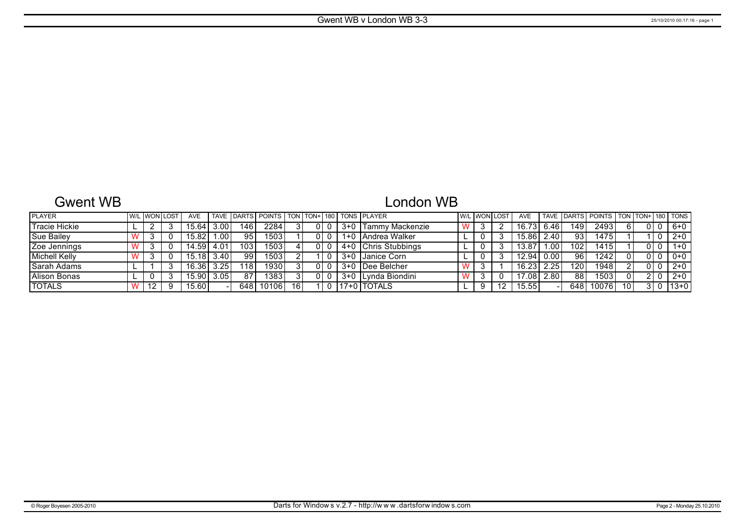# Gwent WB v London WB 3-3

## Gwent WB

| PLAYER | W/L | WON | LOST | AVE | TAVE | DARTS | POINTS | TON | TON+ | 180 | TONS |
|---|---|---|---|---|---|---|---|---|---|---|---|
| Tracie Hickie | L | 2 | 3 | 15.64 | 3.00 | 146 | 2284 | 3 | 0 | 0 | 3+0 |
| Sue Bailey | W | 3 | 0 | 15.82 | 1.00 | 95 | 1503 | 1 | 0 | 0 | 1+0 |
| Zoe Jennings | W | 3 | 0 | 14.59 | 4.01 | 103 | 1503 | 4 | 0 | 0 | 4+0 |
| Michell Kelly | W | 3 | 0 | 15.18 | 3.40 | 99 | 1503 | 2 | 1 | 0 | 3+0 |
| Sarah Adams | L | 1 | 3 | 16.36 | 3.25 | 118 | 1930 | 3 | 0 | 0 | 3+0 |
| Alison Bonas | L | 0 | 3 | 15.90 | 3.05 | 87 | 1383 | 3 | 0 | 0 | 3+0 |
| TOTALS | W | 12 | 9 | 15.60 | - | 648 | 10106 | 16 | 1 | 0 | 17+0 |

## London WB

| PLAYER | W/L | WON | LOST | AVE | TAVE | DARTS | POINTS | TON | TON+ | 180 | TONS |
|---|---|---|---|---|---|---|---|---|---|---|---|
| Tammy Mackenzie | W | 3 | 2 | 16.73 | 6.46 | 149 | 2493 | 6 | 0 | 0 | 6+0 |
| Andrea Walker | L | 0 | 3 | 15.86 | 2.40 | 93 | 1475 | 1 | 1 | 0 | 2+0 |
| Chris Stubbings | L | 0 | 3 | 13.87 | 1.00 | 102 | 1415 | 1 | 0 | 0 | 1+0 |
| Janice Corn | L | 0 | 3 | 12.94 | 0.00 | 96 | 1242 | 0 | 0 | 0 | 0+0 |
| Dee Belcher | W | 3 | 1 | 16.23 | 2.25 | 120 | 1948 | 2 | 0 | 0 | 2+0 |
| Lynda Biondini | W | 3 | 0 | 17.08 | 2.80 | 88 | 1503 | 0 | 2 | 0 | 2+0 |
| TOTALS | L | 9 | 12 | 15.55 | - | 648 | 10076 | 10 | 3 | 0 | 13+0 |